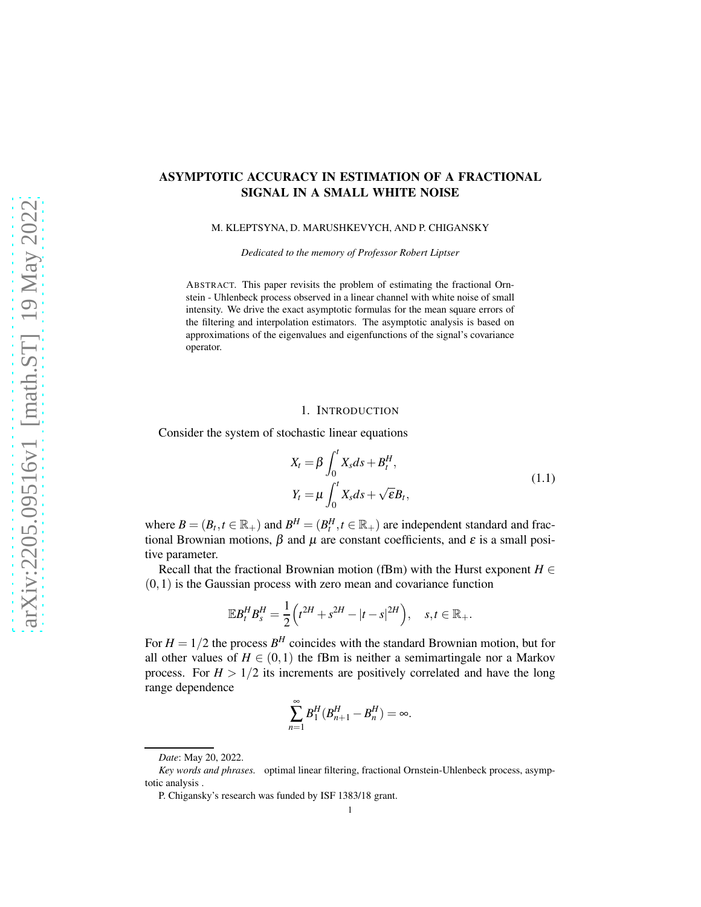# ASYMPTOTIC ACCURACY IN ESTIMATION OF A FRACTIONAL SIGNAL IN A SMALL WHITE NOISE

M. KLEPTSYNA, D. MARUSHKEVYCH, AND P. CHIGANSKY

*Dedicated to the memory of Professor Robert Liptser*

ABSTRACT. This paper revisits the problem of estimating the fractional Ornstein - Uhlenbeck process observed in a linear channel with white noise of small intensity. We drive the exact asymptotic formulas for the mean square errors of the filtering and interpolation estimators. The asymptotic analysis is based on approximations of the eigenvalues and eigenfunctions of the signal's covariance operator.

## 1. INTRODUCTION

Consider the system of stochastic linear equations

$$
\begin{aligned}
X_t &= \beta \int_0^t X_s ds + B_t^H, \\
Y_t &= \mu \int_0^t X_s ds + \sqrt{\varepsilon} B_t,
\end{aligned}
\tag{1.1}
$$

where $B = (B_t, t \in \mathbb{R}_+)$ and $B^H = (B_t^H, t \in \mathbb{R}_+)$ are independent standard and fractional Brownian motions, $\beta$ and $\mu$ are constant coefficients, and $\varepsilon$ is a small positive parameter.

Recall that the fractional Brownian motion (fBm) with the Hurst exponent $H \in (0,1)$ is the Gaussian process with zero mean and covariance function

$$
\mathbb{E} B_t^H B_s^H = \frac{1}{2}\Big(t^{2H} + s^{2H} - |t-s|^{2H}\Big), \quad s,t \in \mathbb{R}_+.
$$

For $H = 1/2$ the process $B^H$ coincides with the standard Brownian motion, but for all other values of $H \in (0,1)$ the fBm is neither a semimartingale nor a Markov process. For $H > 1/2$ its increments are positively correlated and have the long range dependence

$$
\sum_{n=1}^{\infty} B_1^H (B_{n+1}^H - B_n^H) = \infty.
$$

---

*Date*: May 20, 2022.

*Key words and phrases.* optimal linear filtering, fractional Ornstein-Uhlenbeck process, asymptotic analysis .

P. Chigansky's research was funded by ISF 1383/18 grant.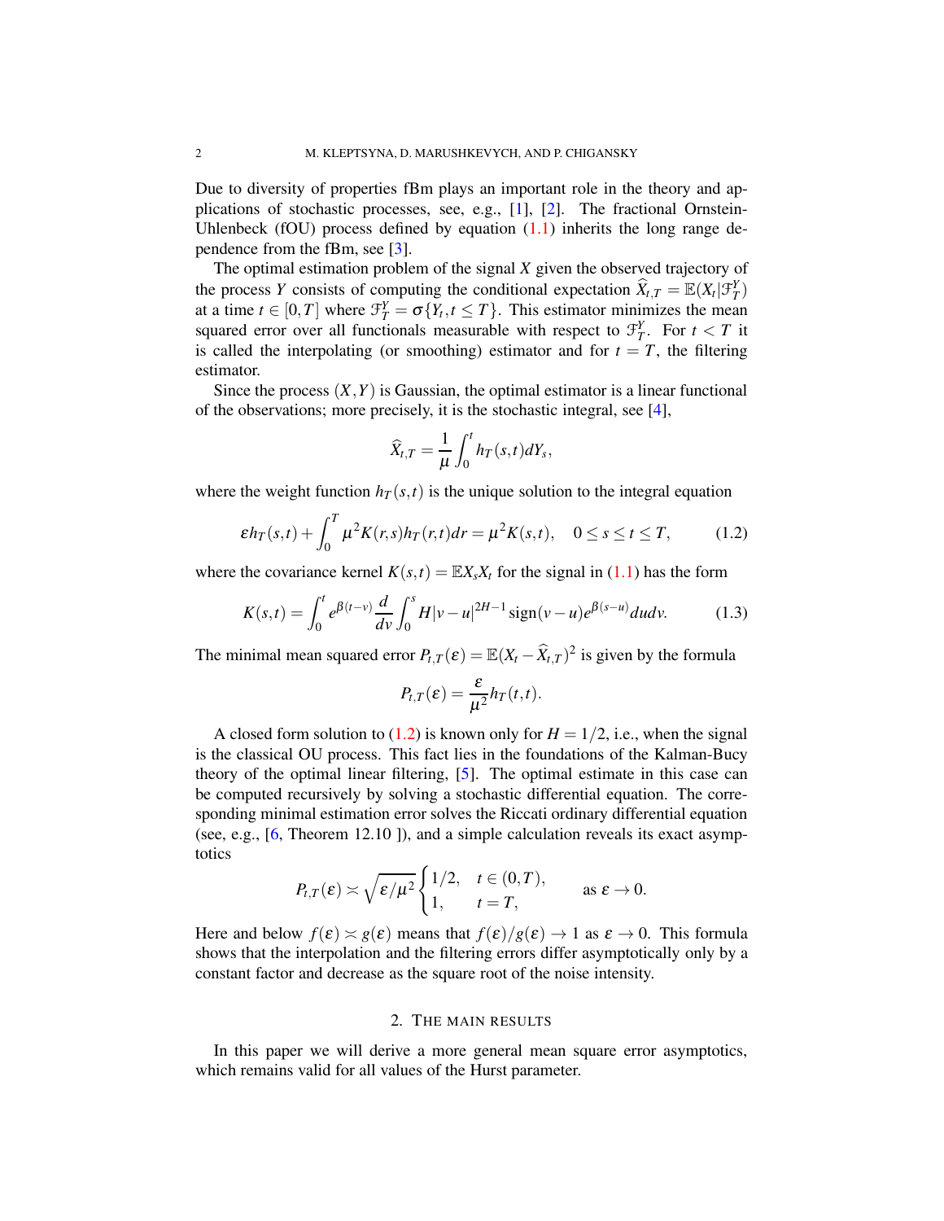Due to diversity of properties fBm plays an important role in the theory and applications of stochastic processes, see, e.g., [1], [2]. The fractional Ornstein-Uhlenbeck (fOU) process defined by equation (1.1) inherits the long range dependence from the fBm, see [3].

The optimal estimation problem of the signal $X$ given the observed trajectory of the process $Y$ consists of computing the conditional expectation $\widehat{X}_{t,T} = \mathbb{E}(X_t|\mathcal{F}_T^Y)$ at a time $t \in [0,T]$ where $\mathcal{F}_T^Y = \sigma\{Y_t, t \le T\}$. This estimator minimizes the mean squared error over all functionals measurable with respect to $\mathcal{F}_T^Y$. For $t < T$ it is called the interpolating (or smoothing) estimator and for $t = T$, the filtering estimator.

Since the process $(X,Y)$ is Gaussian, the optimal estimator is a linear functional of the observations; more precisely, it is the stochastic integral, see [4],

$$\widehat{X}_{t,T} = \frac{1}{\mu}\int_0^t h_T(s,t)dY_s,$$

where the weight function $h_T(s,t)$ is the unique solution to the integral equation

$$\varepsilon h_T(s,t) + \int_0^T \mu^2 K(r,s) h_T(r,t)dr = \mu^2 K(s,t), \quad 0 \le s \le t \le T, \tag{1.2}$$

where the covariance kernel $K(s,t) = \mathbb{E}X_sX_t$ for the signal in (1.1) has the form

$$K(s,t) = \int_0^t e^{\beta(t-v)}\frac{d}{dv}\int_0^s H|v-u|^{2H-1}\operatorname{sign}(v-u)e^{\beta(s-u)}dudv. \tag{1.3}$$

The minimal mean squared error $P_{t,T}(\varepsilon) = \mathbb{E}(X_t - \widehat{X}_{t,T})^2$ is given by the formula

$$P_{t,T}(\varepsilon) = \frac{\varepsilon}{\mu^2}h_T(t,t).$$

A closed form solution to (1.2) is known only for $H = 1/2$, i.e., when the signal is the classical OU process. This fact lies in the foundations of the Kalman-Bucy theory of the optimal linear filtering, [5]. The optimal estimate in this case can be computed recursively by solving a stochastic differential equation. The corresponding minimal estimation error solves the Riccati ordinary differential equation (see, e.g., [6, Theorem 12.10 ]), and a simple calculation reveals its exact asymptotics

$$P_{t,T}(\varepsilon) \asymp \sqrt{\varepsilon/\mu^2}\begin{cases} 1/2, & t \in (0,T), \\ 1, & t = T, \end{cases} \qquad \text{as } \varepsilon \to 0.$$

Here and below $f(\varepsilon) \asymp g(\varepsilon)$ means that $f(\varepsilon)/g(\varepsilon) \to 1$ as $\varepsilon \to 0$. This formula shows that the interpolation and the filtering errors differ asymptotically only by a constant factor and decrease as the square root of the noise intensity.

## 2. The main results

In this paper we will derive a more general mean square error asymptotics, which remains valid for all values of the Hurst parameter.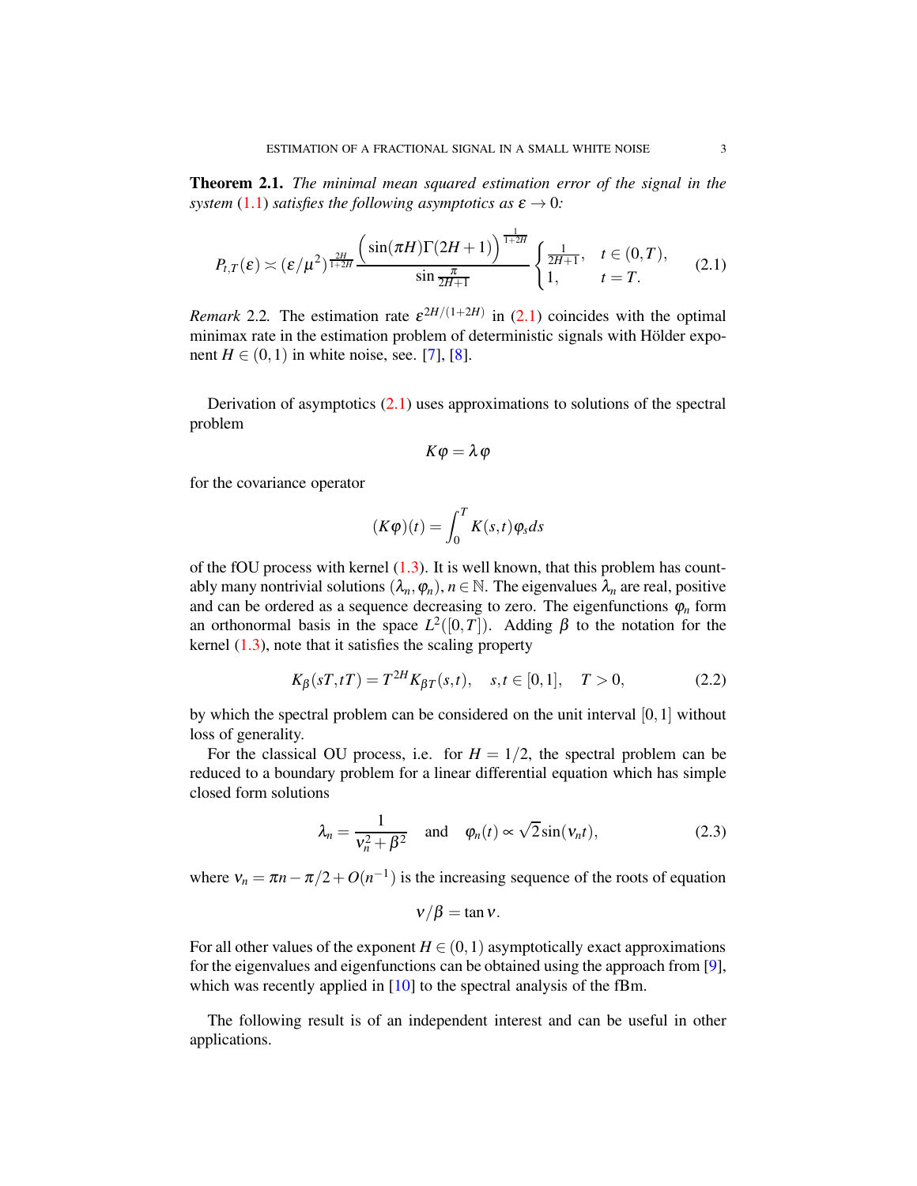**Theorem 2.1.** *The minimal mean squared estimation error of the signal in the system* (1.1) *satisfies the following asymptotics as* $\varepsilon \to 0$*:*

$$P_{t,T}(\varepsilon) \asymp (\varepsilon/\mu^2)^{\frac{2H}{1+2H}} \frac{\Big(\sin(\pi H)\Gamma(2H+1)\Big)^{\frac{1}{1+2H}}}{\sin\frac{\pi}{2H+1}} \begin{cases} \frac{1}{2H+1}, & t \in (0,T), \\ 1, & t = T. \end{cases} \tag{2.1}$$

*Remark* 2.2. The estimation rate $\varepsilon^{2H/(1+2H)}$ in (2.1) coincides with the optimal minimax rate in the estimation problem of deterministic signals with Hölder exponent $H \in (0,1)$ in white noise, see. [7], [8].

Derivation of asymptotics (2.1) uses approximations to solutions of the spectral problem

$$K\varphi = \lambda \varphi$$

for the covariance operator

$$(K\varphi)(t) = \int_0^T K(s,t)\varphi_s ds$$

of the fOU process with kernel (1.3). It is well known, that this problem has countably many nontrivial solutions $(\lambda_n, \varphi_n)$, $n \in \mathbb{N}$. The eigenvalues $\lambda_n$ are real, positive and can be ordered as a sequence decreasing to zero. The eigenfunctions $\varphi_n$ form an orthonormal basis in the space $L^2([0,T])$. Adding $\beta$ to the notation for the kernel (1.3), note that it satisfies the scaling property

$$K_\beta(sT,tT) = T^{2H} K_{\beta T}(s,t), \quad s,t \in [0,1], \quad T > 0, \tag{2.2}$$

by which the spectral problem can be considered on the unit interval $[0,1]$ without loss of generality.

For the classical OU process, i.e. for $H = 1/2$, the spectral problem can be reduced to a boundary problem for a linear differential equation which has simple closed form solutions

$$\lambda_n = \frac{1}{\nu_n^2 + \beta^2} \quad \text{and} \quad \varphi_n(t) \propto \sqrt{2}\sin(\nu_n t), \tag{2.3}$$

where $\nu_n = \pi n - \pi/2 + O(n^{-1})$ is the increasing sequence of the roots of equation

$$\nu/\beta = \tan \nu.$$

For all other values of the exponent $H \in (0,1)$ asymptotically exact approximations for the eigenvalues and eigenfunctions can be obtained using the approach from [9], which was recently applied in [10] to the spectral analysis of the fBm.

The following result is of an independent interest and can be useful in other applications.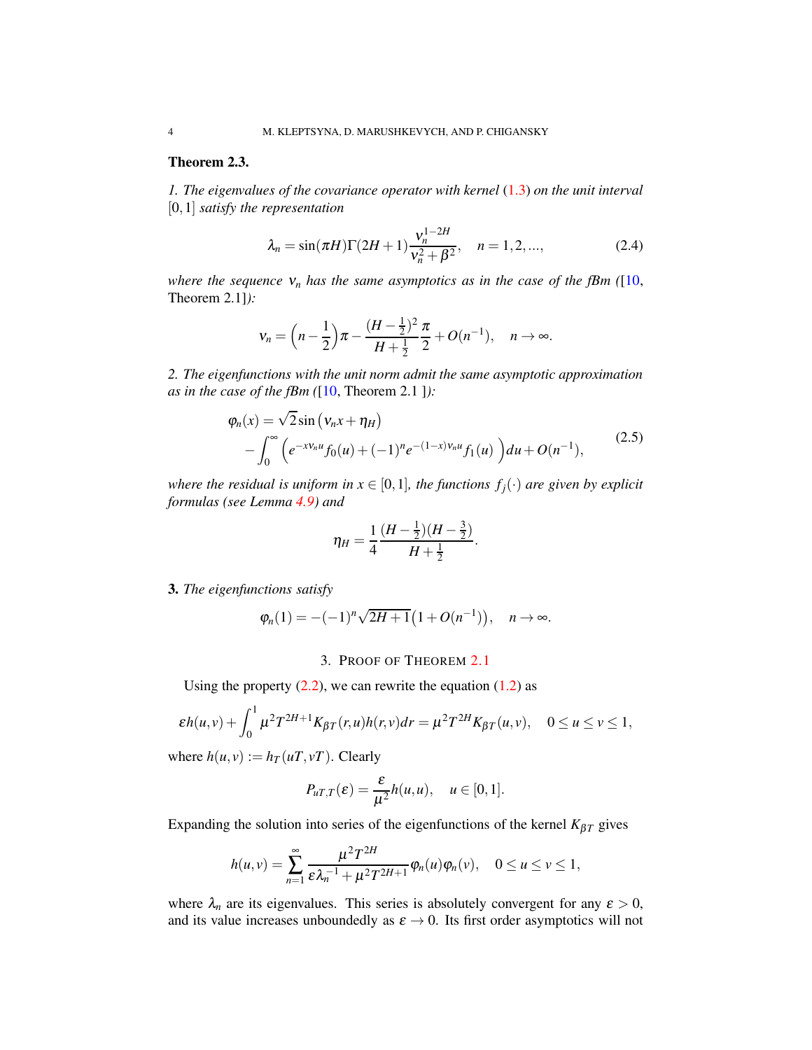**Theorem 2.3.**

*1. The eigenvalues of the covariance operator with kernel* (1.3) *on the unit interval* $[0,1]$ *satisfy the representation*

$$\lambda_n = \sin(\pi H)\Gamma(2H+1)\frac{\nu_n^{1-2H}}{\nu_n^2+\beta^2}, \quad n = 1,2,..., \tag{2.4}$$

*where the sequence* $\nu_n$ *has the same asymptotics as in the case of the fBm* ([10, Theorem 2.1]):

$$\nu_n = \Big(n-\frac{1}{2}\Big)\pi - \frac{(H-\frac{1}{2})^2}{H+\frac{1}{2}}\frac{\pi}{2} + O(n^{-1}), \quad n\to\infty.$$

*2. The eigenfunctions with the unit norm admit the same asymptotic approximation as in the case of the fBm* ([10, Theorem 2.1 ]):

$$\begin{aligned}\varphi_n(x) &= \sqrt{2}\sin\big(\nu_n x + \eta_H\big) \\ &- \int_0^\infty \Big(e^{-x\nu_n u} f_0(u) + (-1)^n e^{-(1-x)\nu_n u} f_1(u)\Big)du + O(n^{-1}),\end{aligned} \tag{2.5}$$

*where the residual is uniform in* $x\in[0,1]$, *the functions* $f_j(\cdot)$ *are given by explicit formulas (see Lemma 4.9) and*

$$\eta_H = \frac{1}{4}\frac{(H-\frac{1}{2})(H-\frac{3}{2})}{H+\frac{1}{2}}.$$

**3.** *The eigenfunctions satisfy*

$$\varphi_n(1) = -(-1)^n\sqrt{2H+1}\big(1+O(n^{-1})\big), \quad n\to\infty.$$

## 3. Proof of Theorem 2.1

Using the property (2.2), we can rewrite the equation (1.2) as

$$\varepsilon h(u,v) + \int_0^1 \mu^2 T^{2H+1} K_{\beta T}(r,u)h(r,v)dr = \mu^2 T^{2H} K_{\beta T}(u,v), \quad 0\le u\le v\le 1,$$

where $h(u,v) := h_T(uT, vT)$. Clearly

$$P_{uT,T}(\varepsilon) = \frac{\varepsilon}{\mu^2}h(u,u), \quad u\in[0,1].$$

Expanding the solution into series of the eigenfunctions of the kernel $K_{\beta T}$ gives

$$h(u,v) = \sum_{n=1}^\infty \frac{\mu^2 T^{2H}}{\varepsilon\lambda_n^{-1} + \mu^2 T^{2H+1}}\varphi_n(u)\varphi_n(v), \quad 0\le u\le v\le 1,$$

where $\lambda_n$ are its eigenvalues. This series is absolutely convergent for any $\varepsilon>0$, and its value increases unboundedly as $\varepsilon\to 0$. Its first order asymptotics will not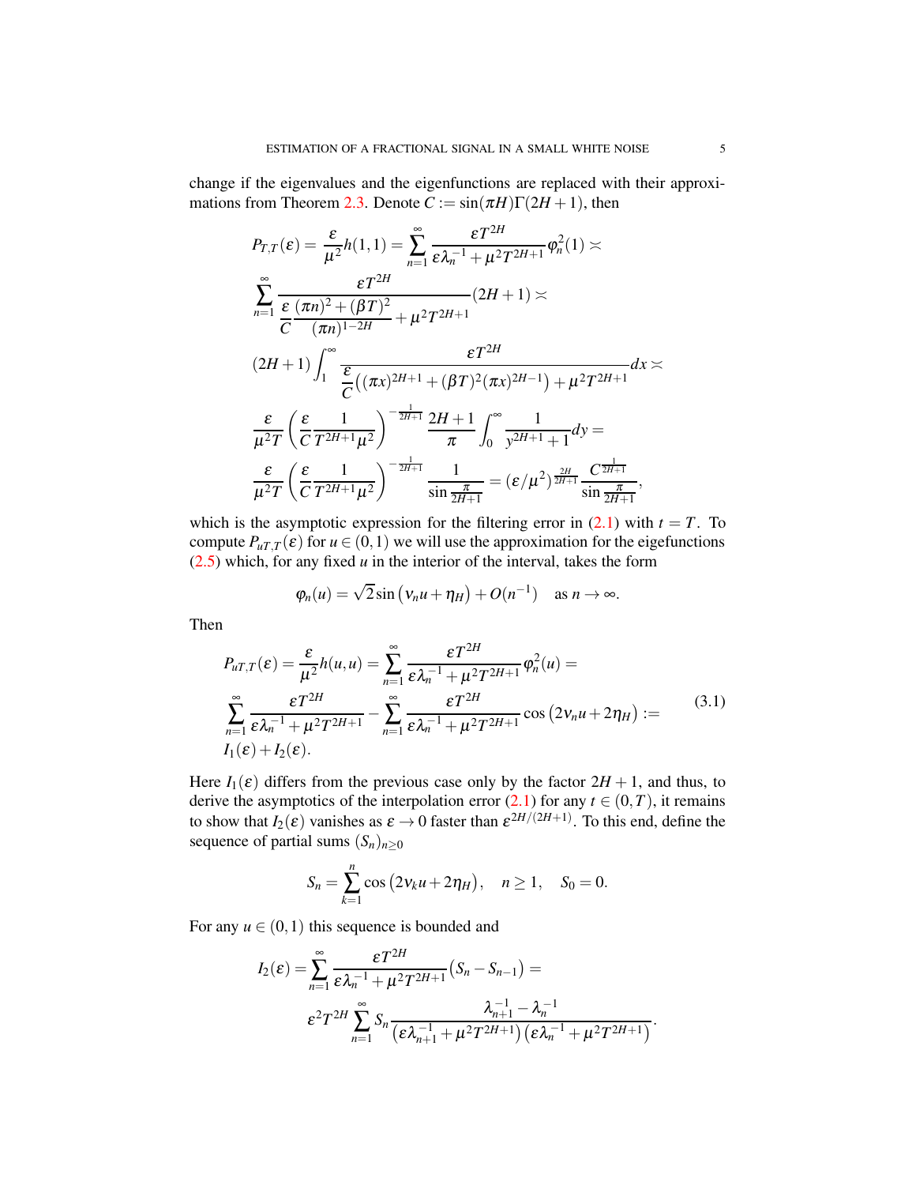change if the eigenvalues and the eigenfunctions are replaced with their approximations from Theorem 2.3. Denote $C := \sin(\pi H)\Gamma(2H+1)$, then

$$
\begin{aligned}
&P_{T,T}(\varepsilon) = \frac{\varepsilon}{\mu^2} h(1,1) = \sum_{n=1}^{\infty} \frac{\varepsilon T^{2H}}{\varepsilon \lambda_n^{-1} + \mu^2 T^{2H+1}} \varphi_n^2(1) \asymp \\
&\sum_{n=1}^{\infty} \frac{\varepsilon T^{2H}}{\dfrac{\varepsilon}{C} \dfrac{(\pi n)^2 + (\beta T)^2}{(\pi n)^{1-2H}} + \mu^2 T^{2H+1}} (2H+1) \asymp \\
&(2H+1) \int_1^{\infty} \frac{\varepsilon T^{2H}}{\dfrac{\varepsilon}{C}\big((\pi x)^{2H+1} + (\beta T)^2 (\pi x)^{2H-1}\big) + \mu^2 T^{2H+1}} dx \asymp \\
&\frac{\varepsilon}{\mu^2 T} \left( \frac{\varepsilon}{C} \frac{1}{T^{2H+1} \mu^2} \right)^{-\frac{1}{2H+1}} \frac{2H+1}{\pi} \int_0^{\infty} \frac{1}{y^{2H+1}+1} dy = \\
&\frac{\varepsilon}{\mu^2 T} \left( \frac{\varepsilon}{C} \frac{1}{T^{2H+1} \mu^2} \right)^{-\frac{1}{2H+1}} \frac{1}{\sin \frac{\pi}{2H+1}} = (\varepsilon/\mu^2)^{\frac{2H}{2H+1}} \frac{C^{\frac{1}{2H+1}}}{\sin \frac{\pi}{2H+1}},
\end{aligned}
$$

which is the asymptotic expression for the filtering error in (2.1) with $t = T$. To compute $P_{uT,T}(\varepsilon)$ for $u \in (0,1)$ we will use the approximation for the eigenfunctions (2.5) which, for any fixed $u$ in the interior of the interval, takes the form

$$
\varphi_n(u) = \sqrt{2} \sin\big(\nu_n u + \eta_H\big) + O(n^{-1}) \quad \text{as } n \to \infty.
$$

Then

$$
\begin{aligned}
&P_{uT,T}(\varepsilon) = \frac{\varepsilon}{\mu^2} h(u,u) = \sum_{n=1}^{\infty} \frac{\varepsilon T^{2H}}{\varepsilon \lambda_n^{-1} + \mu^2 T^{2H+1}} \varphi_n^2(u) = \\
&\sum_{n=1}^{\infty} \frac{\varepsilon T^{2H}}{\varepsilon \lambda_n^{-1} + \mu^2 T^{2H+1}} - \sum_{n=1}^{\infty} \frac{\varepsilon T^{2H}}{\varepsilon \lambda_n^{-1} + \mu^2 T^{2H+1}} \cos\big(2\nu_n u + 2\eta_H\big) := \\
&I_1(\varepsilon) + I_2(\varepsilon).
\end{aligned}
\tag{3.1}
$$

Here $I_1(\varepsilon)$ differs from the previous case only by the factor $2H+1$, and thus, to derive the asymptotics of the interpolation error (2.1) for any $t \in (0,T)$, it remains to show that $I_2(\varepsilon)$ vanishes as $\varepsilon \to 0$ faster than $\varepsilon^{2H/(2H+1)}$. To this end, define the sequence of partial sums $(S_n)_{n \ge 0}$

$$
S_n = \sum_{k=1}^{n} \cos\big(2\nu_k u + 2\eta_H\big), \quad n \ge 1, \quad S_0 = 0.
$$

For any $u \in (0,1)$ this sequence is bounded and

$$
\begin{aligned}
I_2(\varepsilon) = \sum_{n=1}^{\infty} &\frac{\varepsilon T^{2H}}{\varepsilon \lambda_n^{-1} + \mu^2 T^{2H+1}} \big(S_n - S_{n-1}\big) = \\
&\varepsilon^2 T^{2H} \sum_{n=1}^{\infty} S_n \frac{\lambda_{n+1}^{-1} - \lambda_n^{-1}}{\big(\varepsilon \lambda_{n+1}^{-1} + \mu^2 T^{2H+1}\big)\big(\varepsilon \lambda_n^{-1} + \mu^2 T^{2H+1}\big)}.
\end{aligned}
$$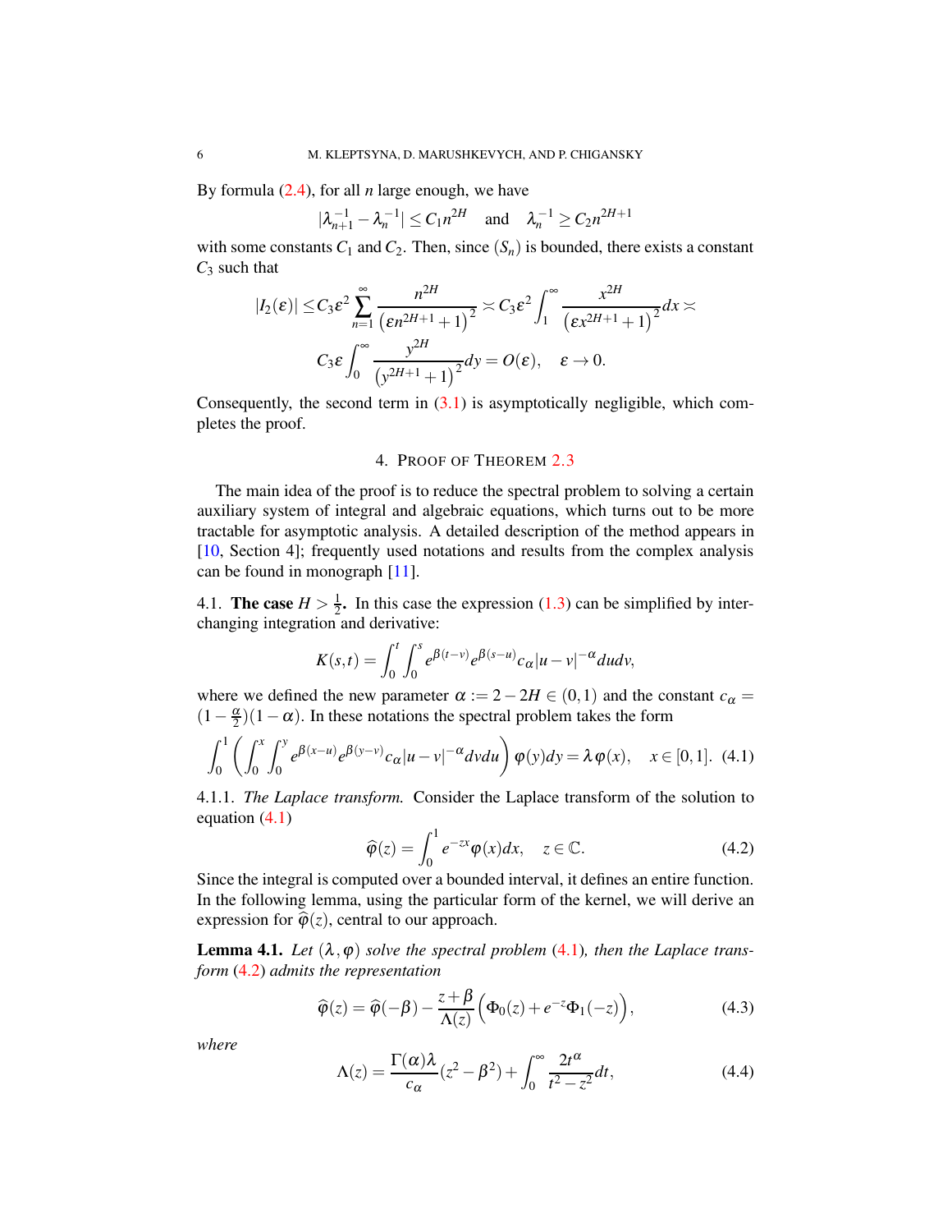By formula (2.4), for all $n$ large enough, we have

$$|\lambda_{n+1}^{-1} - \lambda_n^{-1}| \le C_1 n^{2H} \quad \text{and} \quad \lambda_n^{-1} \ge C_2 n^{2H+1}$$

with some constants $C_1$ and $C_2$. Then, since $(S_n)$ is bounded, there exists a constant $C_3$ such that

$$|I_2(\varepsilon)| \le C_3\varepsilon^2 \sum_{n=1}^{\infty} \frac{n^{2H}}{\left(\varepsilon n^{2H+1}+1\right)^2} \asymp C_3\varepsilon^2 \int_1^\infty \frac{x^{2H}}{\left(\varepsilon x^{2H+1}+1\right)^2}dx \asymp$$

$$C_3\varepsilon \int_0^\infty \frac{y^{2H}}{\left(y^{2H+1}+1\right)^2}dy = O(\varepsilon), \quad \varepsilon \to 0.$$

Consequently, the second term in (3.1) is asymptotically negligible, which completes the proof.

## 4. Proof of Theorem 2.3

The main idea of the proof is to reduce the spectral problem to solving a certain auxiliary system of integral and algebraic equations, which turns out to be more tractable for asymptotic analysis. A detailed description of the method appears in [10, Section 4]; frequently used notations and results from the complex analysis can be found in monograph [11].

### 4.1. The case $H > \frac{1}{2}$.

In this case the expression (1.3) can be simplified by interchanging integration and derivative:

$$K(s,t) = \int_0^t \int_0^s e^{\beta(t-v)} e^{\beta(s-u)} c_\alpha |u-v|^{-\alpha} du dv,$$

where we defined the new parameter $\alpha := 2-2H \in (0,1)$ and the constant $c_\alpha = (1-\frac{\alpha}{2})(1-\alpha)$. In these notations the spectral problem takes the form

$$\int_0^1 \left( \int_0^x \int_0^y e^{\beta(x-u)} e^{\beta(y-v)} c_\alpha |u-v|^{-\alpha} dv du \right) \varphi(y) dy = \lambda \varphi(x), \quad x \in [0,1]. \tag{4.1}$$

4.1.1. *The Laplace transform.* Consider the Laplace transform of the solution to equation (4.1)

$$\widehat{\varphi}(z) = \int_0^1 e^{-zx} \varphi(x) dx, \quad z \in \mathbb{C}. \tag{4.2}$$

Since the integral is computed over a bounded interval, it defines an entire function. In the following lemma, using the particular form of the kernel, we will derive an expression for $\widehat{\varphi}(z)$, central to our approach.

**Lemma 4.1.** *Let $(\lambda, \varphi)$ solve the spectral problem (4.1), then the Laplace transform (4.2) admits the representation*

$$\widehat{\varphi}(z) = \widehat{\varphi}(-\beta) - \frac{z+\beta}{\Lambda(z)} \Big( \Phi_0(z) + e^{-z} \Phi_1(-z) \Big), \tag{4.3}$$

*where*

$$\Lambda(z) = \frac{\Gamma(\alpha)\lambda}{c_\alpha}(z^2 - \beta^2) + \int_0^\infty \frac{2t^\alpha}{t^2 - z^2} dt, \tag{4.4}$$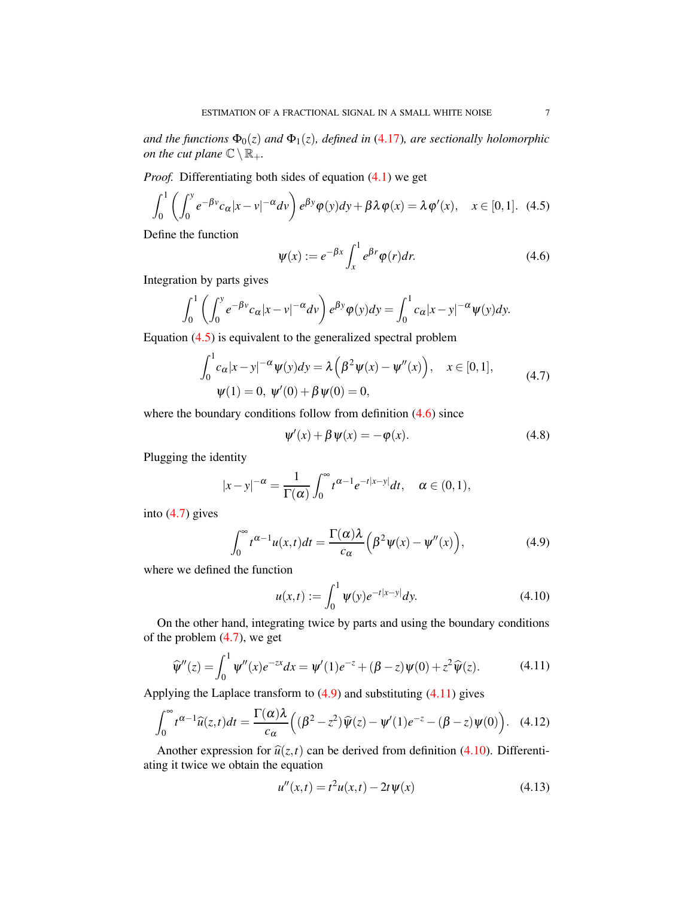*and the functions $\Phi_0(z)$ and $\Phi_1(z)$, defined in (4.17), are sectionally holomorphic on the cut plane $\mathbb{C}\setminus\mathbb{R}_+$.*

*Proof.* Differentiating both sides of equation (4.1) we get

$$\int_0^1 \left(\int_0^y e^{-\beta v} c_\alpha |x-v|^{-\alpha} dv\right) e^{\beta y}\varphi(y)dy + \beta\lambda\varphi(x) = \lambda\varphi'(x), \quad x\in[0,1]. \tag{4.5}$$

Define the function

$$\psi(x) := e^{-\beta x}\int_x^1 e^{\beta r}\varphi(r)dr. \tag{4.6}$$

Integration by parts gives

$$\int_0^1 \left(\int_0^y e^{-\beta v} c_\alpha |x-v|^{-\alpha} dv\right) e^{\beta y}\varphi(y)dy = \int_0^1 c_\alpha |x-y|^{-\alpha}\psi(y)dy.$$

Equation (4.5) is equivalent to the generalized spectral problem

$$\begin{aligned}
&\int_0^1 c_\alpha |x-y|^{-\alpha}\psi(y)dy = \lambda\Big(\beta^2\psi(x) - \psi''(x)\Big), \quad x\in[0,1],\\
&\psi(1)=0,\ \psi'(0)+\beta\psi(0)=0,
\end{aligned} \tag{4.7}$$

where the boundary conditions follow from definition (4.6) since

$$\psi'(x)+\beta\psi(x) = -\varphi(x). \tag{4.8}$$

Plugging the identity

$$|x-y|^{-\alpha} = \frac{1}{\Gamma(\alpha)}\int_0^\infty t^{\alpha-1}e^{-t|x-y|}dt, \quad \alpha\in(0,1),$$

into (4.7) gives

$$\int_0^\infty t^{\alpha-1}u(x,t)dt = \frac{\Gamma(\alpha)\lambda}{c_\alpha}\Big(\beta^2\psi(x)-\psi''(x)\Big), \tag{4.9}$$

where we defined the function

$$u(x,t) := \int_0^1 \psi(y)e^{-t|x-y|}dy. \tag{4.10}$$

On the other hand, integrating twice by parts and using the boundary conditions of the problem (4.7), we get

$$\widehat{\psi''}(z) = \int_0^1 \psi''(x)e^{-zx}dx = \psi'(1)e^{-z} + (\beta - z)\psi(0) + z^2\widehat{\psi}(z). \tag{4.11}$$

Applying the Laplace transform to (4.9) and substituting (4.11) gives

$$\int_0^\infty t^{\alpha-1}\widehat{u}(z,t)dt = \frac{\Gamma(\alpha)\lambda}{c_\alpha}\Big((\beta^2-z^2)\widehat{\psi}(z) - \psi'(1)e^{-z} - (\beta-z)\psi(0)\Big). \tag{4.12}$$

Another expression for $\widehat{u}(z,t)$ can be derived from definition (4.10). Differentiating it twice we obtain the equation

$$u''(x,t) = t^2u(x,t) - 2t\psi(x) \tag{4.13}$$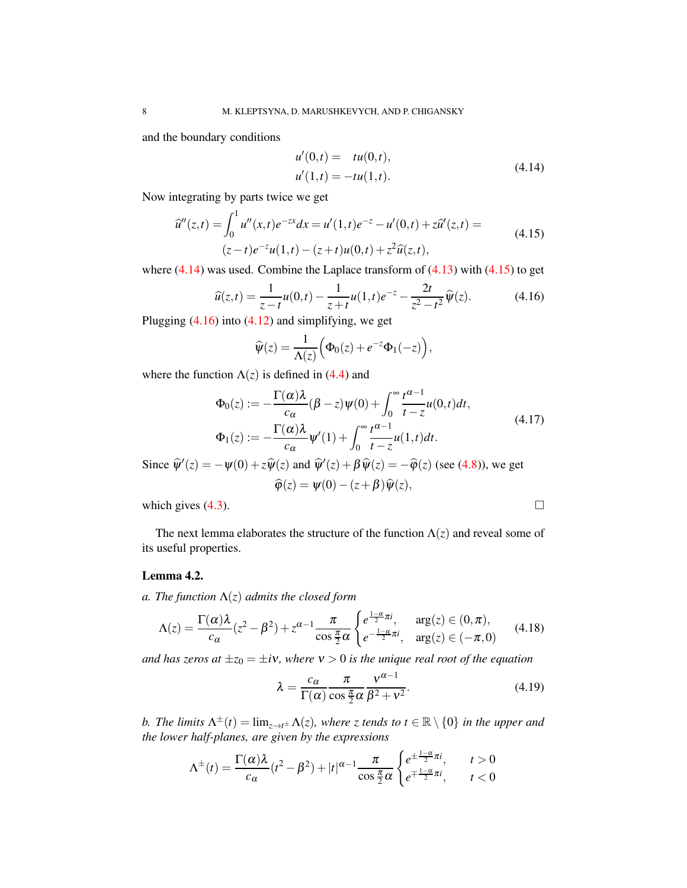and the boundary conditions

$$
\begin{aligned}
u'(0,t) &= \quad tu(0,t), \\
u'(1,t) &= -tu(1,t).
\end{aligned}
\tag{4.14}
$$

Now integrating by parts twice we get

$$
\begin{aligned}
\widehat{u}''(z,t) = \int_0^1 u''(x,t)e^{-zx}dx = u'(1,t)e^{-z} - u'(0,t) + z\widehat{u}'(z,t) = \\
(z-t)e^{-z}u(1,t) - (z+t)u(0,t) + z^2\widehat{u}(z,t),
\end{aligned}
\tag{4.15}
$$

where (4.14) was used. Combine the Laplace transform of (4.13) with (4.15) to get

$$
\widehat{u}(z,t) = \frac{1}{z-t}u(0,t) - \frac{1}{z+t}u(1,t)e^{-z} - \frac{2t}{z^2-t^2}\widehat{\psi}(z). \tag{4.16}
$$

Plugging (4.16) into (4.12) and simplifying, we get

$$
\widehat{\psi}(z) = \frac{1}{\Lambda(z)}\Big(\Phi_0(z) + e^{-z}\Phi_1(-z)\Big),
$$

where the function $\Lambda(z)$ is defined in (4.4) and

$$
\begin{aligned}
\Phi_0(z) &:= -\frac{\Gamma(\alpha)\lambda}{c_\alpha}(\beta - z)\psi(0) + \int_0^\infty \frac{t^{\alpha-1}}{t-z}u(0,t)dt, \\
\Phi_1(z) &:= -\frac{\Gamma(\alpha)\lambda}{c_\alpha}\psi'(1) + \int_0^\infty \frac{t^{\alpha-1}}{t-z}u(1,t)dt.
\end{aligned}
\tag{4.17}
$$

Since $\widehat{\psi}'(z) = -\psi(0) + z\widehat{\psi}(z)$ and $\widehat{\psi}'(z) + \beta\widehat{\psi}(z) = -\widehat{\varphi}(z)$ (see (4.8)), we get

$$
\widehat{\varphi}(z) = \psi(0) - (z+\beta)\widehat{\psi}(z),
$$

which gives (4.3). □

The next lemma elaborates the structure of the function $\Lambda(z)$ and reveal some of its useful properties.

**Lemma 4.2.**

*a. The function $\Lambda(z)$ admits the closed form*

$$
\Lambda(z) = \frac{\Gamma(\alpha)\lambda}{c_\alpha}(z^2 - \beta^2) + z^{\alpha-1}\frac{\pi}{\cos\frac{\pi}{2}\alpha}
\begin{cases}
e^{\frac{1-\alpha}{2}\pi i}, & \arg(z) \in (0,\pi), \\
e^{-\frac{1-\alpha}{2}\pi i}, & \arg(z) \in (-\pi, 0)
\end{cases}
\tag{4.18}
$$

*and has zeros at $\pm z_0 = \pm i\nu$, where $\nu > 0$ is the unique real root of the equation*

$$
\lambda = \frac{c_\alpha}{\Gamma(\alpha)}\frac{\pi}{\cos\frac{\pi}{2}\alpha}\frac{\nu^{\alpha-1}}{\beta^2+\nu^2}. \tag{4.19}
$$

*b. The limits $\Lambda^\pm(t) = \lim_{z\to t^\pm}\Lambda(z)$, where $z$ tends to $t \in \mathbb{R}\setminus\{0\}$ in the upper and the lower half-planes, are given by the expressions*

$$
\Lambda^\pm(t) = \frac{\Gamma(\alpha)\lambda}{c_\alpha}(t^2 - \beta^2) + |t|^{\alpha-1}\frac{\pi}{\cos\frac{\pi}{2}\alpha}
\begin{cases}
e^{\pm\frac{1-\alpha}{2}\pi i}, & t > 0 \\
e^{\mp\frac{1-\alpha}{2}\pi i}, & t < 0
\end{cases}
$$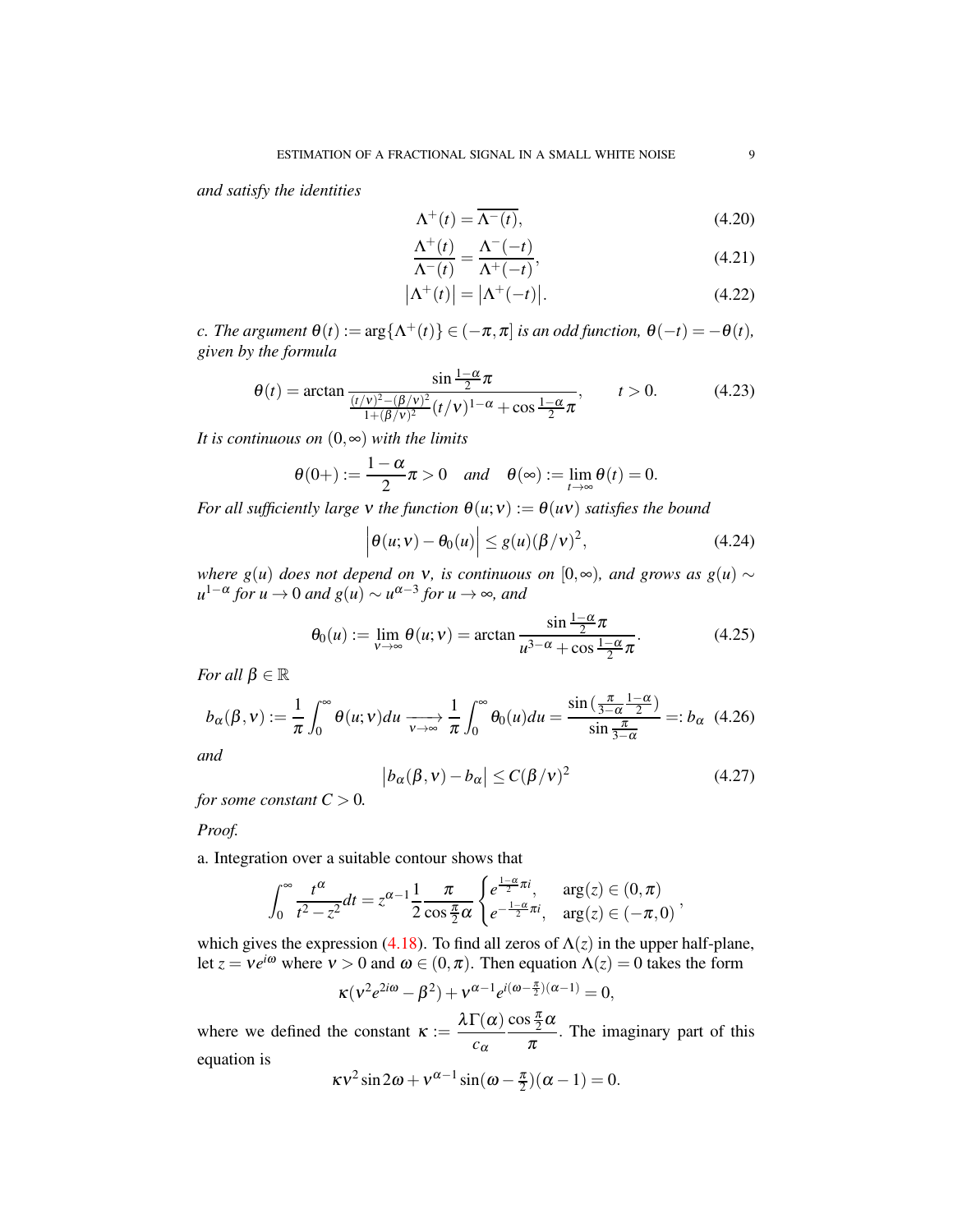*and satisfy the identities*

$$\Lambda^+(t) = \overline{\Lambda^-(t)}, \tag{4.20}$$

$$\frac{\Lambda^+(t)}{\Lambda^-(t)} = \frac{\Lambda^-(-t)}{\Lambda^+(-t)}, \tag{4.21}$$

$$\big|\Lambda^+(t)\big| = \big|\Lambda^+(-t)\big|. \tag{4.22}$$

*c. The argument $\theta(t) := \arg\{\Lambda^+(t)\} \in (-\pi, \pi]$ is an odd function, $\theta(-t) = -\theta(t)$, given by the formula*

$$\theta(t) = \arctan \frac{\sin\frac{1-\alpha}{2}\pi}{\frac{(t/\nu)^2-(\beta/\nu)^2}{1+(\beta/\nu)^2}(t/\nu)^{1-\alpha} + \cos\frac{1-\alpha}{2}\pi}, \qquad t > 0. \tag{4.23}$$

*It is continuous on $(0,\infty)$ with the limits*

$$\theta(0+) := \frac{1-\alpha}{2}\pi > 0 \quad \textit{and} \quad \theta(\infty) := \lim_{t\to\infty}\theta(t) = 0.$$

*For all sufficiently large $\nu$ the function $\theta(u;\nu) := \theta(u\nu)$ satisfies the bound*

$$\Big|\theta(u;\nu) - \theta_0(u)\Big| \le g(u)(\beta/\nu)^2, \tag{4.24}$$

*where $g(u)$ does not depend on $\nu$, is continuous on $[0,\infty)$, and grows as $g(u) \sim u^{1-\alpha}$ for $u \to 0$ and $g(u) \sim u^{\alpha-3}$ for $u \to \infty$, and*

$$\theta_0(u) := \lim_{\nu\to\infty}\theta(u;\nu) = \arctan\frac{\sin\frac{1-\alpha}{2}\pi}{u^{3-\alpha} + \cos\frac{1-\alpha}{2}\pi}. \tag{4.25}$$

*For all $\beta \in \mathbb{R}$*

$$b_\alpha(\beta,\nu) := \frac{1}{\pi}\int_0^\infty \theta(u;\nu)du \xrightarrow[\nu\to\infty]{} \frac{1}{\pi}\int_0^\infty \theta_0(u)du = \frac{\sin\big(\frac{\pi}{3-\alpha}\frac{1-\alpha}{2}\big)}{\sin\frac{\pi}{3-\alpha}} =: b_\alpha \tag{4.26}$$

*and*

$$\big|b_\alpha(\beta,\nu) - b_\alpha\big| \le C(\beta/\nu)^2 \tag{4.27}$$

*for some constant $C > 0$.*

*Proof.*

a. Integration over a suitable contour shows that

$$\int_0^\infty \frac{t^\alpha}{t^2 - z^2}dt = z^{\alpha-1}\frac{1}{2}\frac{\pi}{\cos\frac{\pi}{2}\alpha}\begin{cases} e^{\frac{1-\alpha}{2}\pi i}, & \arg(z) \in (0,\pi) \\ e^{-\frac{1-\alpha}{2}\pi i}, & \arg(z) \in (-\pi,0) \end{cases},$$

which gives the expression (4.18). To find all zeros of $\Lambda(z)$ in the upper half-plane, let $z = \nu e^{i\omega}$ where $\nu > 0$ and $\omega \in (0,\pi)$. Then equation $\Lambda(z) = 0$ takes the form

$$\kappa(\nu^2 e^{2i\omega} - \beta^2) + \nu^{\alpha-1}e^{i(\omega-\frac{\pi}{2})(\alpha-1)} = 0,$$

where we defined the constant $\kappa := \dfrac{\lambda\Gamma(\alpha)}{c_\alpha}\dfrac{\cos\frac{\pi}{2}\alpha}{\pi}$. The imaginary part of this equation is

$$\kappa\nu^2\sin 2\omega + \nu^{\alpha-1}\sin(\omega - \tfrac{\pi}{2})(\alpha-1) = 0.$$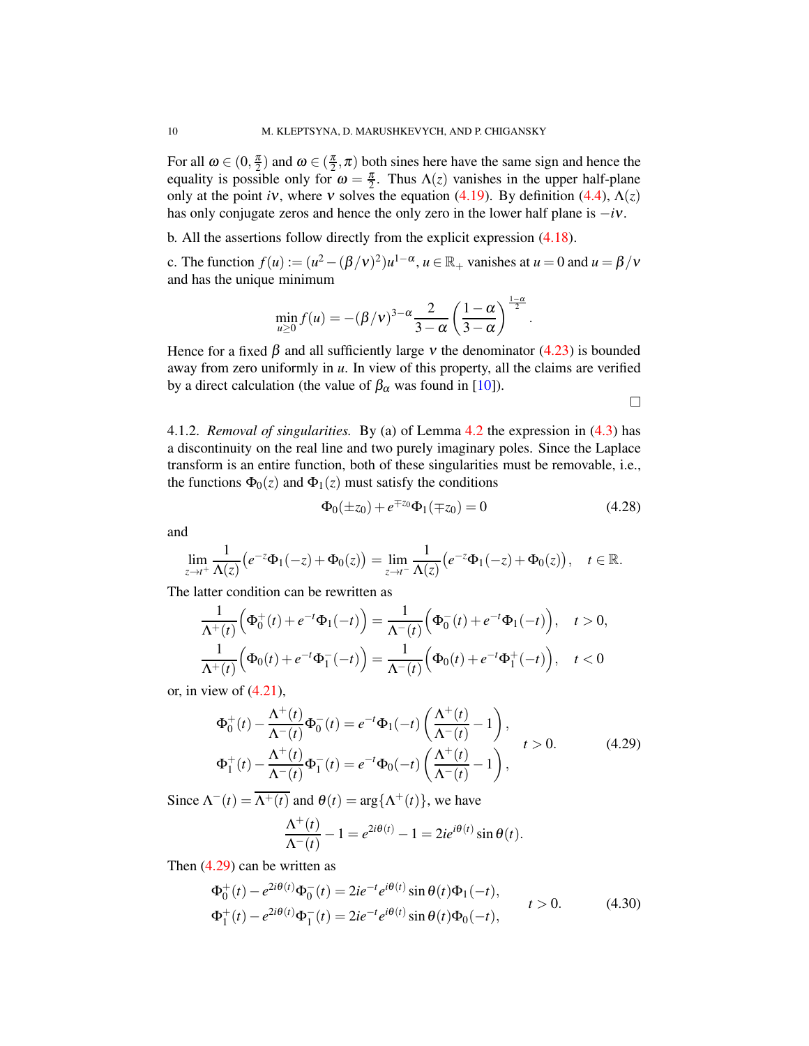For all $\omega \in (0, \frac{\pi}{2})$ and $\omega \in (\frac{\pi}{2}, \pi)$ both sines here have the same sign and hence the equality is possible only for $\omega = \frac{\pi}{2}$. Thus $\Lambda(z)$ vanishes in the upper half-plane only at the point $i\nu$, where $\nu$ solves the equation (4.19). By definition (4.4), $\Lambda(z)$ has only conjugate zeros and hence the only zero in the lower half plane is $-i\nu$.

b. All the assertions follow directly from the explicit expression (4.18).

c. The function $f(u) := (u^2 - (\beta/\nu)^2)u^{1-\alpha}$, $u \in \mathbb{R}_+$ vanishes at $u = 0$ and $u = \beta/\nu$ and has the unique minimum

$$\min_{u \ge 0} f(u) = -(\beta/\nu)^{3-\alpha} \frac{2}{3-\alpha} \left(\frac{1-\alpha}{3-\alpha}\right)^{\frac{1-\alpha}{2}}.$$

Hence for a fixed $\beta$ and all sufficiently large $\nu$ the denominator (4.23) is bounded away from zero uniformly in $u$. In view of this property, all the claims are verified by a direct calculation (the value of $\beta_\alpha$ was found in [10]).

□

4.1.2. *Removal of singularities.* By (a) of Lemma 4.2 the expression in (4.3) has a discontinuity on the real line and two purely imaginary poles. Since the Laplace transform is an entire function, both of these singularities must be removable, i.e., the functions $\Phi_0(z)$ and $\Phi_1(z)$ must satisfy the conditions

$$\Phi_0(\pm z_0) + e^{\mp z_0}\Phi_1(\mp z_0) = 0 \tag{4.28}$$

and

$$\lim_{z \to t^+} \frac{1}{\Lambda(z)}\big(e^{-z}\Phi_1(-z) + \Phi_0(z)\big) = \lim_{z \to t^-} \frac{1}{\Lambda(z)}\big(e^{-z}\Phi_1(-z) + \Phi_0(z)\big), \quad t \in \mathbb{R}.$$

The latter condition can be rewritten as

$$\begin{aligned}
\frac{1}{\Lambda^+(t)}\Big(\Phi_0^+(t) + e^{-t}\Phi_1(-t)\Big) &= \frac{1}{\Lambda^-(t)}\Big(\Phi_0^-(t) + e^{-t}\Phi_1(-t)\Big), \quad t > 0, \\
\frac{1}{\Lambda^+(t)}\Big(\Phi_0(t) + e^{-t}\Phi_1^-(-t)\Big) &= \frac{1}{\Lambda^-(t)}\Big(\Phi_0(t) + e^{-t}\Phi_1^+(-t)\Big), \quad t < 0
\end{aligned}$$

or, in view of (4.21),

$$\left.\begin{aligned}
\Phi_0^+(t) - \frac{\Lambda^+(t)}{\Lambda^-(t)}\Phi_0^-(t) &= e^{-t}\Phi_1(-t)\left(\frac{\Lambda^+(t)}{\Lambda^-(t)} - 1\right), \\
\Phi_1^+(t) - \frac{\Lambda^+(t)}{\Lambda^-(t)}\Phi_1^-(t) &= e^{-t}\Phi_0(-t)\left(\frac{\Lambda^+(t)}{\Lambda^-(t)} - 1\right),
\end{aligned}\right. \quad t > 0. \tag{4.29}$$

Since $\Lambda^-(t) = \overline{\Lambda^+(t)}$ and $\theta(t) = \arg\{\Lambda^+(t)\}$, we have

$$\frac{\Lambda^+(t)}{\Lambda^-(t)} - 1 = e^{2i\theta(t)} - 1 = 2ie^{i\theta(t)}\sin\theta(t).$$

Then (4.29) can be written as

$$\left.\begin{aligned}
\Phi_0^+(t) - e^{2i\theta(t)}\Phi_0^-(t) &= 2ie^{-t}e^{i\theta(t)}\sin\theta(t)\Phi_1(-t), \\
\Phi_1^+(t) - e^{2i\theta(t)}\Phi_1^-(t) &= 2ie^{-t}e^{i\theta(t)}\sin\theta(t)\Phi_0(-t),
\end{aligned}\right. \quad t > 0. \tag{4.30}$$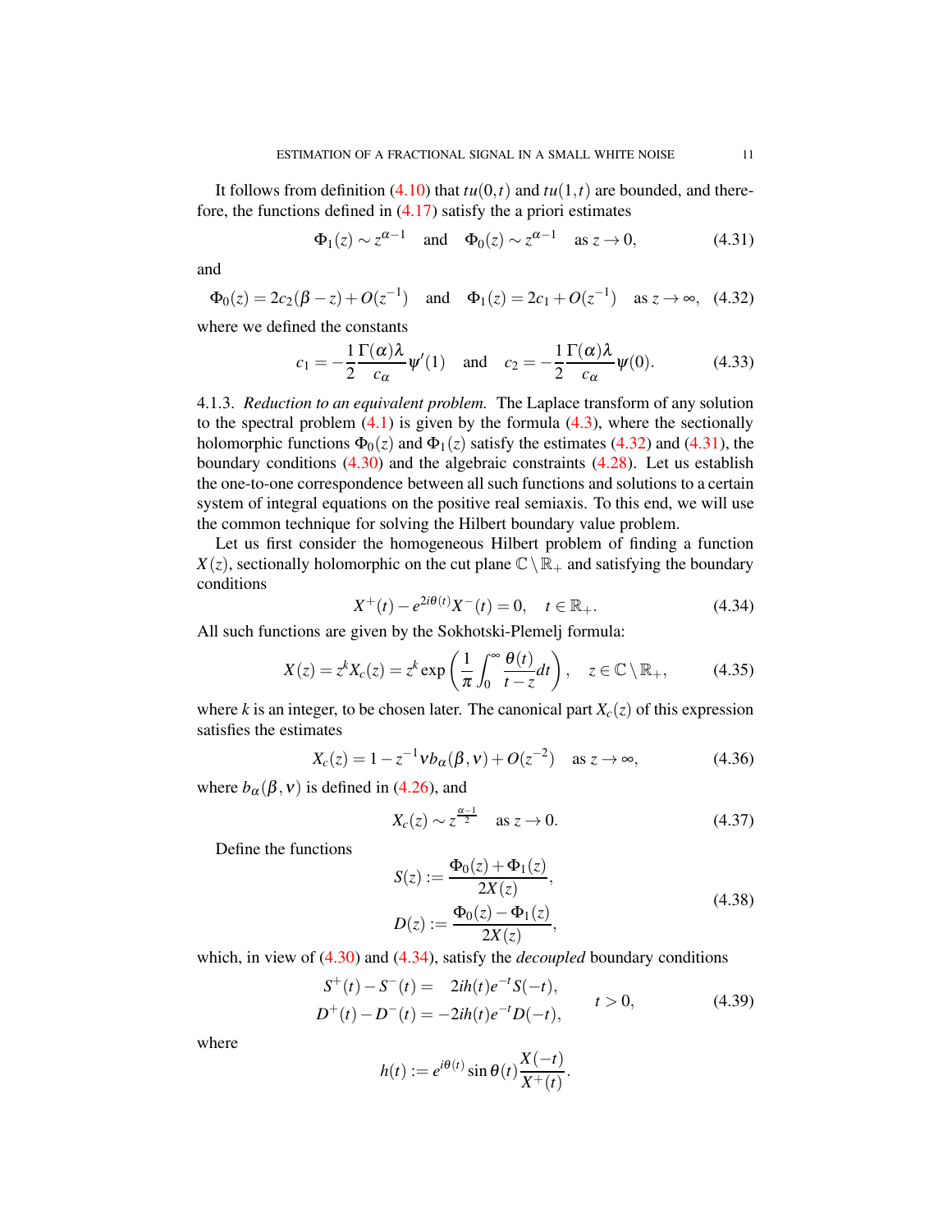It follows from definition (4.10) that $tu(0,t)$ and $tu(1,t)$ are bounded, and therefore, the functions defined in (4.17) satisfy the a priori estimates

$$\Phi_1(z) \sim z^{\alpha-1} \quad \text{and} \quad \Phi_0(z) \sim z^{\alpha-1} \quad \text{as } z \to 0, \tag{4.31}$$

and

$$\Phi_0(z) = 2c_2(\beta - z) + O(z^{-1}) \quad \text{and} \quad \Phi_1(z) = 2c_1 + O(z^{-1}) \quad \text{as } z \to \infty, \tag{4.32}$$

where we defined the constants

$$c_1 = -\frac{1}{2}\frac{\Gamma(\alpha)\lambda}{c_\alpha}\psi'(1) \quad \text{and} \quad c_2 = -\frac{1}{2}\frac{\Gamma(\alpha)\lambda}{c_\alpha}\psi(0). \tag{4.33}$$

4.1.3. *Reduction to an equivalent problem.* The Laplace transform of any solution to the spectral problem (4.1) is given by the formula (4.3), where the sectionally holomorphic functions $\Phi_0(z)$ and $\Phi_1(z)$ satisfy the estimates (4.32) and (4.31), the boundary conditions (4.30) and the algebraic constraints (4.28). Let us establish the one-to-one correspondence between all such functions and solutions to a certain system of integral equations on the positive real semiaxis. To this end, we will use the common technique for solving the Hilbert boundary value problem.

Let us first consider the homogeneous Hilbert problem of finding a function $X(z)$, sectionally holomorphic on the cut plane $\mathbb{C}\setminus\mathbb{R}_+$ and satisfying the boundary conditions

$$X^+(t) - e^{2i\theta(t)}X^-(t) = 0, \quad t \in \mathbb{R}_+. \tag{4.34}$$

All such functions are given by the Sokhotski-Plemelj formula:

$$X(z) = z^k X_c(z) = z^k \exp\left(\frac{1}{\pi}\int_0^\infty \frac{\theta(t)}{t-z}dt\right), \quad z \in \mathbb{C}\setminus\mathbb{R}_+, \tag{4.35}$$

where $k$ is an integer, to be chosen later. The canonical part $X_c(z)$ of this expression satisfies the estimates

$$X_c(z) = 1 - z^{-1}\nu b_\alpha(\beta,\nu) + O(z^{-2}) \quad \text{as } z \to \infty, \tag{4.36}$$

where $b_\alpha(\beta,\nu)$ is defined in (4.26), and

$$X_c(z) \sim z^{\frac{\alpha-1}{2}} \quad \text{as } z \to 0. \tag{4.37}$$

Define the functions

$$\begin{aligned} S(z) &:= \frac{\Phi_0(z)+\Phi_1(z)}{2X(z)}, \\ D(z) &:= \frac{\Phi_0(z)-\Phi_1(z)}{2X(z)}, \end{aligned} \tag{4.38}$$

which, in view of (4.30) and (4.34), satisfy the *decoupled* boundary conditions

$$\begin{aligned} S^+(t) - S^-(t) &= \phantom{-}2ih(t)e^{-t}S(-t), \\ D^+(t) - D^-(t) &= -2ih(t)e^{-t}D(-t), \end{aligned} \qquad t > 0, \tag{4.39}$$

where

$$h(t) := e^{i\theta(t)}\sin\theta(t)\frac{X(-t)}{X^+(t)}.$$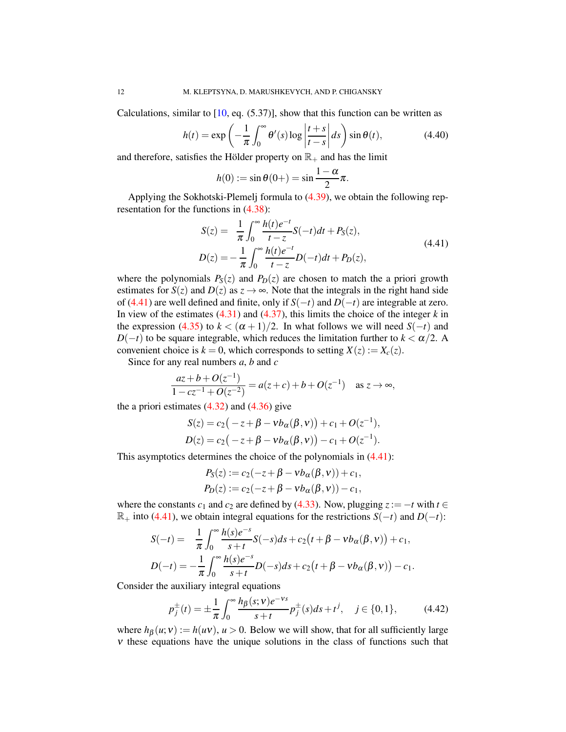Calculations, similar to [10, eq. (5.37)], show that this function can be written as

$$
h(t) = \exp\left(-\frac{1}{\pi}\int_0^\infty \theta'(s)\log\left|\frac{t+s}{t-s}\right|ds\right)\sin\theta(t), \tag{4.40}
$$

and therefore, satisfies the Hölder property on $\mathbb{R}_+$ and has the limit

$$
h(0) := \sin\theta(0+) = \sin\frac{1-\alpha}{2}\pi.
$$

Applying the Sokhotski-Plemelj formula to (4.39), we obtain the following representation for the functions in (4.38):

$$
\begin{aligned}
S(z) &= \ \ \frac{1}{\pi}\int_0^\infty \frac{h(t)e^{-t}}{t-z}S(-t)dt + P_S(z),\\
D(z) &= -\frac{1}{\pi}\int_0^\infty \frac{h(t)e^{-t}}{t-z}D(-t)dt + P_D(z),
\end{aligned} \tag{4.41}
$$

where the polynomials $P_S(z)$ and $P_D(z)$ are chosen to match the a priori growth estimates for $S(z)$ and $D(z)$ as $z\to\infty$. Note that the integrals in the right hand side of (4.41) are well defined and finite, only if $S(-t)$ and $D(-t)$ are integrable at zero. In view of the estimates (4.31) and (4.37), this limits the choice of the integer $k$ in the expression (4.35) to $k<(\alpha+1)/2$. In what follows we will need $S(-t)$ and $D(-t)$ to be square integrable, which reduces the limitation further to $k<\alpha/2$. A convenient choice is $k=0$, which corresponds to setting $X(z) := X_c(z)$.

Since for any real numbers $a$, $b$ and $c$

$$
\frac{az+b+O(z^{-1})}{1-cz^{-1}+O(z^{-2})} = a(z+c)+b+O(z^{-1}) \quad \text{as } z\to\infty,
$$

the a priori estimates (4.32) and (4.36) give

$$
\begin{aligned}
S(z) &= c_2\big(-z+\beta-\nu b_\alpha(\beta,\nu)\big)+c_1+O(z^{-1}),\\
D(z) &= c_2\big(-z+\beta-\nu b_\alpha(\beta,\nu)\big)-c_1+O(z^{-1}).
\end{aligned}
$$

This asymptotics determines the choice of the polynomials in (4.41):

$$
\begin{aligned}
P_S(z) &:= c_2(-z+\beta-\nu b_\alpha(\beta,\nu))+c_1,\\
P_D(z) &:= c_2(-z+\beta-\nu b_\alpha(\beta,\nu))-c_1,
\end{aligned}
$$

where the constants $c_1$ and $c_2$ are defined by (4.33). Now, plugging $z:=-t$ with $t\in\mathbb{R}_+$ into (4.41), we obtain integral equations for the restrictions $S(-t)$ and $D(-t)$:

$$
\begin{aligned}
S(-t) &= \ \ \frac{1}{\pi}\int_0^\infty \frac{h(s)e^{-s}}{s+t}S(-s)ds + c_2\big(t+\beta-\nu b_\alpha(\beta,\nu)\big)+c_1,\\
D(-t) &= -\frac{1}{\pi}\int_0^\infty \frac{h(s)e^{-s}}{s+t}D(-s)ds + c_2\big(t+\beta-\nu b_\alpha(\beta,\nu)\big)-c_1.
\end{aligned}
$$

Consider the auxiliary integral equations

$$
p_j^\pm(t) = \pm\frac{1}{\pi}\int_0^\infty \frac{h_\beta(s;\nu)e^{-\nu s}}{s+t}p_j^\pm(s)ds + t^j, \quad j\in\{0,1\}, \tag{4.42}
$$

where $h_\beta(u;\nu) := h(u\nu)$, $u>0$. Below we will show, that for all sufficiently large $\nu$ these equations have the unique solutions in the class of functions such that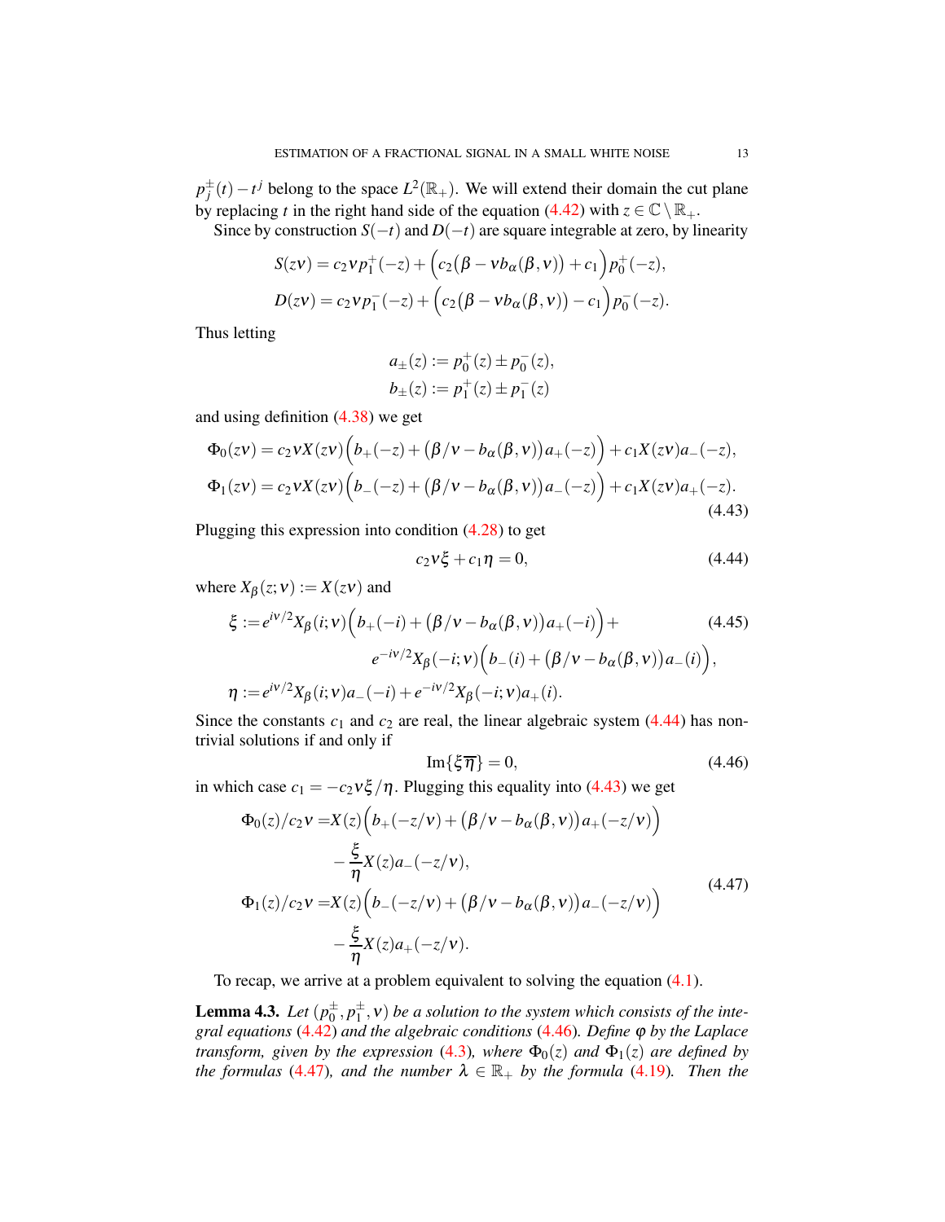$p_j^{\pm}(t) - t^j$ belong to the space $L^2(\mathbb{R}_+)$. We will extend their domain the cut plane by replacing $t$ in the right hand side of the equation (4.42) with $z \in \mathbb{C} \setminus \mathbb{R}_+$.

Since by construction $S(-t)$ and $D(-t)$ are square integrable at zero, by linearity

$$
\begin{aligned}
S(z\nu) &= c_2 \nu p_1^+(-z) + \Big( c_2 \big(\beta - \nu b_\alpha(\beta, \nu)\big) + c_1 \Big) p_0^+(-z), \\
D(z\nu) &= c_2 \nu p_1^-(-z) + \Big( c_2 \big(\beta - \nu b_\alpha(\beta, \nu)\big) - c_1 \Big) p_0^-(-z).
\end{aligned}
$$

Thus letting

$$
\begin{aligned}
a_\pm(z) &:= p_0^+(z) \pm p_0^-(z), \\
b_\pm(z) &:= p_1^+(z) \pm p_1^-(z)
\end{aligned}
$$

and using definition (4.38) we get

$$
\begin{aligned}
\Phi_0(z\nu) &= c_2 \nu X(z\nu) \Big( b_+(-z) + \big(\beta/\nu - b_\alpha(\beta, \nu)\big) a_+(-z) \Big) + c_1 X(z\nu) a_-(-z), \\
\Phi_1(z\nu) &= c_2 \nu X(z\nu) \Big( b_-(-z) + \big(\beta/\nu - b_\alpha(\beta, \nu)\big) a_-(-z) \Big) + c_1 X(z\nu) a_+(-z).
\end{aligned}
\tag{4.43}
$$

Plugging this expression into condition (4.28) to get

$$
c_2 \nu \xi + c_1 \eta = 0, \tag{4.44}
$$

where $X_\beta(z;\nu) := X(z\nu)$ and

$$
\begin{aligned}
\xi :=& e^{i\nu/2} X_\beta(i;\nu) \Big( b_+(-i) + \big(\beta/\nu - b_\alpha(\beta,\nu)\big) a_+(-i) \Big) + \\
& \qquad e^{-i\nu/2} X_\beta(-i;\nu) \Big( b_-(i) + \big(\beta/\nu - b_\alpha(\beta,\nu)\big) a_-(i) \Big), \\
\eta :=& e^{i\nu/2} X_\beta(i;\nu) a_-(-i) + e^{-i\nu/2} X_\beta(-i;\nu) a_+(i).
\end{aligned}
\tag{4.45}
$$

Since the constants $c_1$ and $c_2$ are real, the linear algebraic system (4.44) has non-trivial solutions if and only if

$$
\operatorname{Im}\{\xi \overline{\eta}\} = 0, \tag{4.46}
$$

in which case $c_1 = -c_2 \nu \xi / \eta$. Plugging this equality into (4.43) we get

$$
\begin{aligned}
\Phi_0(z)/c_2\nu =& X(z) \Big( b_+(-z/\nu) + \big(\beta/\nu - b_\alpha(\beta,\nu)\big) a_+(-z/\nu) \Big) \\
& - \frac{\xi}{\eta} X(z) a_-(-z/\nu), \\
\Phi_1(z)/c_2\nu =& X(z) \Big( b_-(-z/\nu) + \big(\beta/\nu - b_\alpha(\beta,\nu)\big) a_-(-z/\nu) \Big) \\
& - \frac{\xi}{\eta} X(z) a_+(-z/\nu).
\end{aligned}
\tag{4.47}
$$

To recap, we arrive at a problem equivalent to solving the equation (4.1).

**Lemma 4.3.** *Let $(p_0^{\pm}, p_1^{\pm}, \nu)$ be a solution to the system which consists of the integral equations (4.42) and the algebraic conditions (4.46). Define $\varphi$ by the Laplace transform, given by the expression (4.3), where $\Phi_0(z)$ and $\Phi_1(z)$ are defined by the formulas (4.47), and the number $\lambda \in \mathbb{R}_+$ by the formula (4.19). Then the*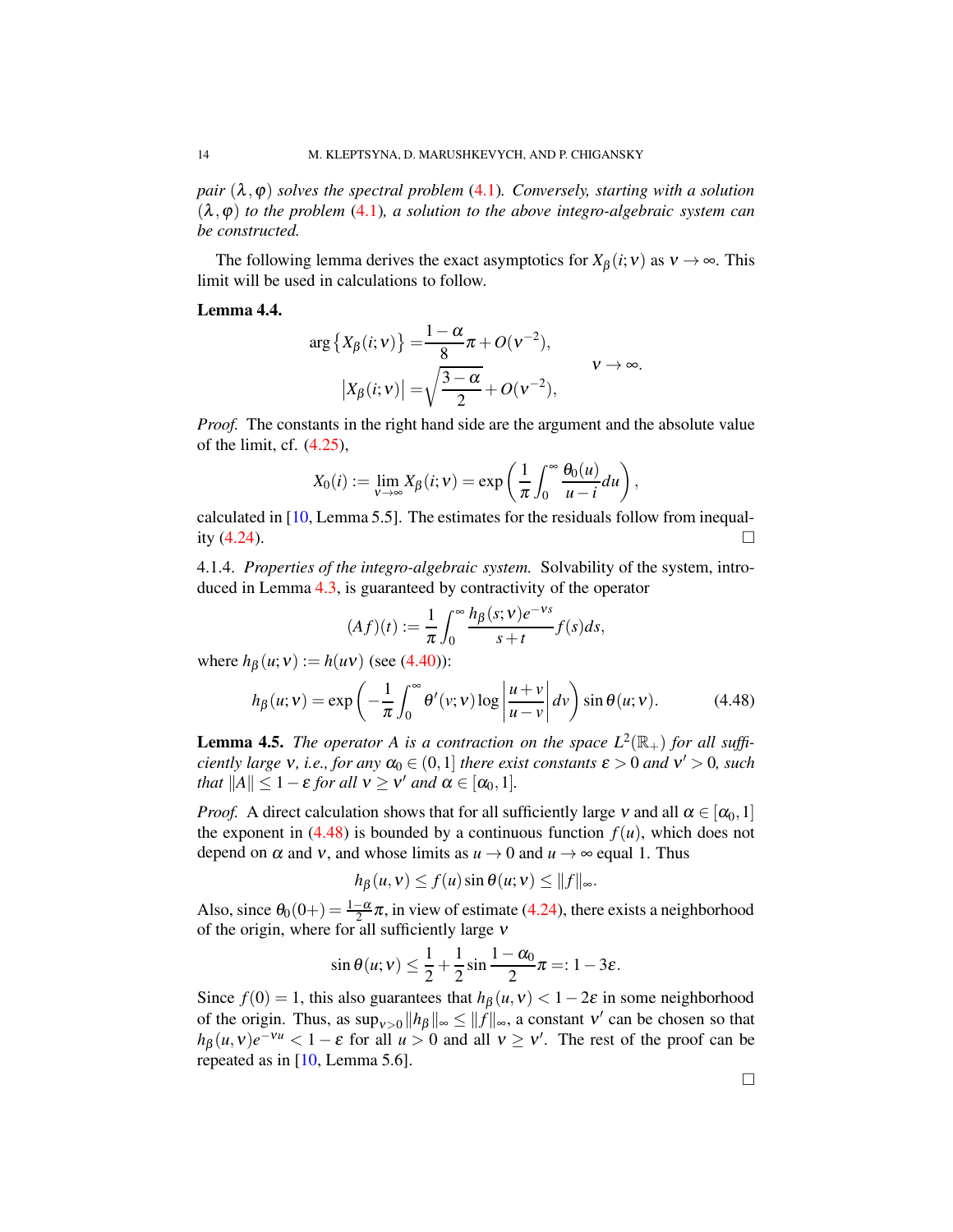*pair $(\lambda, \varphi)$ solves the spectral problem (4.1). Conversely, starting with a solution $(\lambda, \varphi)$ to the problem (4.1), a solution to the above integro-algebraic system can be constructed.*

The following lemma derives the exact asymptotics for $X_\beta(i;\nu)$ as $\nu \to \infty$. This limit will be used in calculations to follow.

**Lemma 4.4.**

$$
\begin{aligned}
\arg\{X_\beta(i;\nu)\} &= \frac{1-\alpha}{8}\pi + O(\nu^{-2}), \\
|X_\beta(i;\nu)| &= \sqrt{\frac{3-\alpha}{2}} + O(\nu^{-2}),
\end{aligned}
\qquad \nu \to \infty.
$$

*Proof.* The constants in the right hand side are the argument and the absolute value of the limit, cf. (4.25),

$$
X_0(i) := \lim_{\nu\to\infty} X_\beta(i;\nu) = \exp\left(\frac{1}{\pi}\int_0^\infty \frac{\theta_0(u)}{u-i}du\right),
$$

calculated in [10, Lemma 5.5]. The estimates for the residuals follow from inequality (4.24). □

4.1.4. *Properties of the integro-algebraic system.* Solvability of the system, introduced in Lemma 4.3, is guaranteed by contractivity of the operator

$$
(Af)(t) := \frac{1}{\pi}\int_0^\infty \frac{h_\beta(s;\nu)e^{-\nu s}}{s+t} f(s)ds,
$$

where $h_\beta(u;\nu) := h(u\nu)$ (see (4.40)):

$$
h_\beta(u;\nu) = \exp\left(-\frac{1}{\pi}\int_0^\infty \theta'(v;\nu)\log\left|\frac{u+v}{u-v}\right| dv\right)\sin\theta(u;\nu). \tag{4.48}
$$

**Lemma 4.5.** *The operator $A$ is a contraction on the space $L^2(\mathbb{R}_+)$ for all sufficiently large $\nu$, i.e., for any $\alpha_0 \in (0,1]$ there exist constants $\varepsilon > 0$ and $\nu' > 0$, such that $\|A\| \le 1-\varepsilon$ for all $\nu \ge \nu'$ and $\alpha \in [\alpha_0, 1]$.*

*Proof.* A direct calculation shows that for all sufficiently large $\nu$ and all $\alpha \in [\alpha_0, 1]$ the exponent in (4.48) is bounded by a continuous function $f(u)$, which does not depend on $\alpha$ and $\nu$, and whose limits as $u \to 0$ and $u \to \infty$ equal 1. Thus

$$
h_\beta(u,\nu) \le f(u)\sin\theta(u;\nu) \le \|f\|_\infty.
$$

Also, since $\theta_0(0+) = \frac{1-\alpha}{2}\pi$, in view of estimate (4.24), there exists a neighborhood of the origin, where for all sufficiently large $\nu$

$$
\sin\theta(u;\nu) \le \frac{1}{2} + \frac{1}{2}\sin\frac{1-\alpha_0}{2}\pi =: 1-3\varepsilon.
$$

Since $f(0) = 1$, this also guarantees that $h_\beta(u,\nu) < 1-2\varepsilon$ in some neighborhood of the origin. Thus, as $\sup_{\nu>0}\|h_\beta\|_\infty \le \|f\|_\infty$, a constant $\nu'$ can be chosen so that $h_\beta(u,\nu)e^{-\nu u} < 1-\varepsilon$ for all $u > 0$ and all $\nu \ge \nu'$. The rest of the proof can be repeated as in [10, Lemma 5.6].

□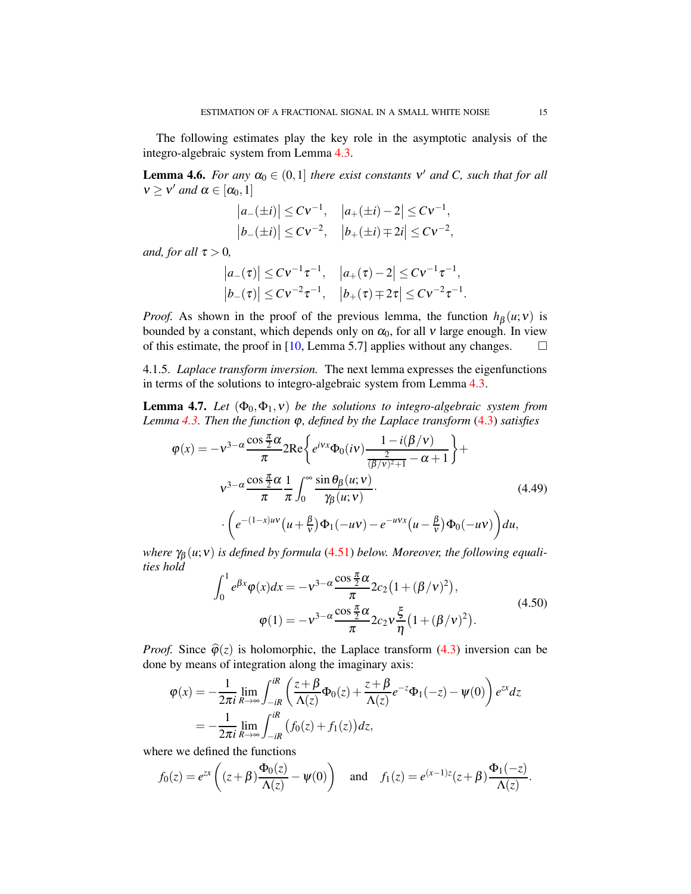The following estimates play the key role in the asymptotic analysis of the integro-algebraic system from Lemma 4.3.

**Lemma 4.6.** *For any $\alpha_0 \in (0,1]$ there exist constants $\nu'$ and $C$, such that for all $\nu \ge \nu'$ and $\alpha \in [\alpha_0, 1]$*

$$
\begin{aligned}
&\big|a_-(\pm i)\big| \le C\nu^{-1}, \quad \big|a_+(\pm i) - 2\big| \le C\nu^{-1},\\
&\big|b_-(\pm i)\big| \le C\nu^{-2}, \quad \big|b_+(\pm i) \mp 2i\big| \le C\nu^{-2},
\end{aligned}
$$

*and, for all $\tau > 0$,*

$$
\begin{aligned}
&\big|a_-(\tau)\big| \le C\nu^{-1}\tau^{-1}, \quad \big|a_+(\tau) - 2\big| \le C\nu^{-1}\tau^{-1},\\
&\big|b_-(\tau)\big| \le C\nu^{-2}\tau^{-1}, \quad \big|b_+(\tau) \mp 2\tau\big| \le C\nu^{-2}\tau^{-1}.
\end{aligned}
$$

*Proof.* As shown in the proof of the previous lemma, the function $h_\beta(u;\nu)$ is bounded by a constant, which depends only on $\alpha_0$, for all $\nu$ large enough. In view of this estimate, the proof in [10, Lemma 5.7] applies without any changes. $\square$

4.1.5. *Laplace transform inversion.* The next lemma expresses the eigenfunctions in terms of the solutions to integro-algebraic system from Lemma 4.3.

**Lemma 4.7.** *Let $(\Phi_0, \Phi_1, \nu)$ be the solutions to integro-algebraic system from Lemma 4.3. Then the function $\varphi$, defined by the Laplace transform (4.3) satisfies*

$$
\begin{aligned}
\varphi(x) = &-\nu^{3-\alpha}\frac{\cos\frac{\pi}{2}\alpha}{\pi}2\mathrm{Re}\left\{e^{i\nu x}\Phi_0(i\nu)\frac{1-i(\beta/\nu)}{\frac{2}{(\beta/\nu)^2+1}-\alpha+1}\right\}+\\
&\nu^{3-\alpha}\frac{\cos\frac{\pi}{2}\alpha}{\pi}\frac{1}{\pi}\int_0^\infty \frac{\sin\theta_\beta(u;\nu)}{\gamma_\beta(u;\nu)}\cdot \\
&\cdot\left(e^{-(1-x)u\nu}\big(u+\tfrac{\beta}{\nu}\big)\Phi_1(-u\nu) - e^{-u\nu x}\big(u-\tfrac{\beta}{\nu}\big)\Phi_0(-u\nu)\right)du,
\end{aligned}
\tag{4.49}
$$

*where $\gamma_\beta(u;\nu)$ is defined by formula (4.51) below. Moreover, the following equalities hold*

$$
\begin{aligned}
\int_0^1 e^{\beta x}\varphi(x)dx &= -\nu^{3-\alpha}\frac{\cos\frac{\pi}{2}\alpha}{\pi}2c_2\big(1+(\beta/\nu)^2\big),\\
\varphi(1) &= -\nu^{3-\alpha}\frac{\cos\frac{\pi}{2}\alpha}{\pi}2c_2\nu\frac{\xi}{\eta}\big(1+(\beta/\nu)^2\big).
\end{aligned}
\tag{4.50}
$$

*Proof.* Since $\widehat{\varphi}(z)$ is holomorphic, the Laplace transform (4.3) inversion can be done by means of integration along the imaginary axis:

$$
\begin{aligned}
\varphi(x) &= -\frac{1}{2\pi i}\lim_{R\to\infty}\int_{-iR}^{iR}\left(\frac{z+\beta}{\Lambda(z)}\Phi_0(z)+\frac{z+\beta}{\Lambda(z)}e^{-z}\Phi_1(-z)-\psi(0)\right)e^{zx}dz\\
&= -\frac{1}{2\pi i}\lim_{R\to\infty}\int_{-iR}^{iR}\big(f_0(z)+f_1(z)\big)dz,
\end{aligned}
$$

where we defined the functions

$$
f_0(z) = e^{zx}\left((z+\beta)\frac{\Phi_0(z)}{\Lambda(z)}-\psi(0)\right) \quad \text{and} \quad f_1(z) = e^{(x-1)z}(z+\beta)\frac{\Phi_1(-z)}{\Lambda(z)}.
$$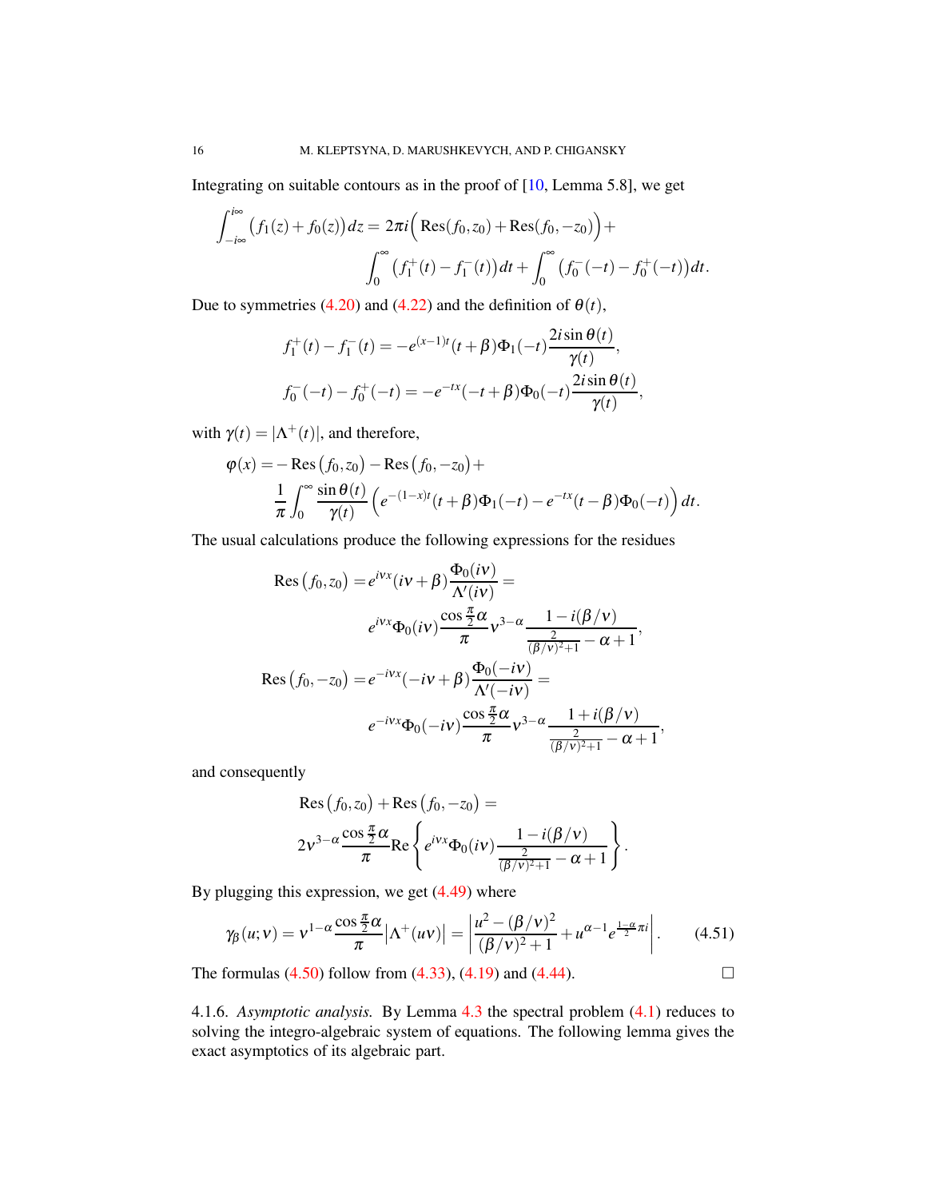Integrating on suitable contours as in the proof of [10, Lemma 5.8], we get

$$
\int_{-i\infty}^{i\infty} \big(f_1(z)+f_0(z)\big)dz = 2\pi i\Big(\operatorname{Res}(f_0,z_0)+\operatorname{Res}(f_0,-z_0)\Big)+
$$

$$
\int_0^\infty \big(f_1^+(t)-f_1^-(t)\big)dt + \int_0^\infty \big(f_0^-(-t)-f_0^+(-t)\big)dt.
$$

Due to symmetries (4.20) and (4.22) and the definition of $\theta(t)$,

$$
f_1^+(t)-f_1^-(t) = -e^{(x-1)t}(t+\beta)\Phi_1(-t)\frac{2i\sin\theta(t)}{\gamma(t)},
$$

$$
f_0^-(-t)-f_0^+(-t) = -e^{-tx}(-t+\beta)\Phi_0(-t)\frac{2i\sin\theta(t)}{\gamma(t)},
$$

with $\gamma(t)=|\Lambda^+(t)|$, and therefore,

$$
\varphi(x) = -\operatorname{Res}\big(f_0,z_0\big)-\operatorname{Res}\big(f_0,-z_0\big)+
$$

$$
\frac{1}{\pi}\int_0^\infty \frac{\sin\theta(t)}{\gamma(t)}\Big(e^{-(1-x)t}(t+\beta)\Phi_1(-t)-e^{-tx}(t-\beta)\Phi_0(-t)\Big)dt.
$$

The usual calculations produce the following expressions for the residues

$$
\operatorname{Res}\big(f_0,z_0\big) = e^{i\nu x}(i\nu+\beta)\frac{\Phi_0(i\nu)}{\Lambda'(i\nu)} =
e^{i\nu x}\Phi_0(i\nu)\frac{\cos\frac{\pi}{2}\alpha}{\pi}\nu^{3-\alpha}\frac{1-i(\beta/\nu)}{\frac{2}{(\beta/\nu)^2+1}-\alpha+1},
$$

$$
\operatorname{Res}\big(f_0,-z_0\big) = e^{-i\nu x}(-i\nu+\beta)\frac{\Phi_0(-i\nu)}{\Lambda'(-i\nu)} =
e^{-i\nu x}\Phi_0(-i\nu)\frac{\cos\frac{\pi}{2}\alpha}{\pi}\nu^{3-\alpha}\frac{1+i(\beta/\nu)}{\frac{2}{(\beta/\nu)^2+1}-\alpha+1},
$$

and consequently

$$
\operatorname{Res}\big(f_0,z_0\big)+\operatorname{Res}\big(f_0,-z_0\big) =
2\nu^{3-\alpha}\frac{\cos\frac{\pi}{2}\alpha}{\pi}\operatorname{Re}\left\{e^{i\nu x}\Phi_0(i\nu)\frac{1-i(\beta/\nu)}{\frac{2}{(\beta/\nu)^2+1}-\alpha+1}\right\}.
$$

By plugging this expression, we get (4.49) where

$$
\gamma_\beta(u;\nu) = \nu^{1-\alpha}\frac{\cos\frac{\pi}{2}\alpha}{\pi}\big|\Lambda^+(u\nu)\big| = \left|\frac{u^2-(\beta/\nu)^2}{(\beta/\nu)^2+1}+u^{\alpha-1}e^{\frac{1-\alpha}{2}\pi i}\right|. \tag{4.51}
$$

The formulas (4.50) follow from (4.33), (4.19) and (4.44). □

4.1.6. *Asymptotic analysis.* By Lemma 4.3 the spectral problem (4.1) reduces to solving the integro-algebraic system of equations. The following lemma gives the exact asymptotics of its algebraic part.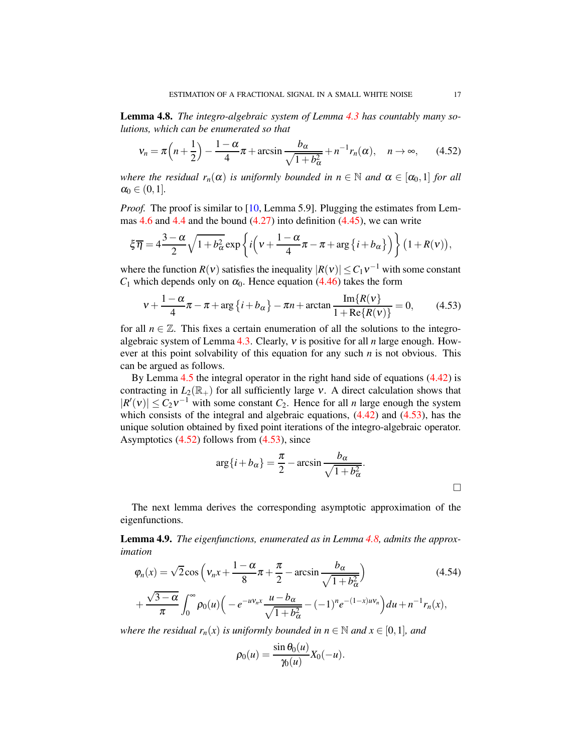**Lemma 4.8.** *The integro-algebraic system of Lemma 4.3 has countably many solutions, which can be enumerated so that*

$$\nu_n = \pi\Big(n+\frac{1}{2}\Big) - \frac{1-\alpha}{4}\pi + \arcsin\frac{b_\alpha}{\sqrt{1+b_\alpha^2}} + n^{-1}r_n(\alpha), \quad n\to\infty, \tag{4.52}$$

*where the residual $r_n(\alpha)$ is uniformly bounded in $n\in\mathbb{N}$ and $\alpha\in[\alpha_0,1]$ for all $\alpha_0\in(0,1]$.*

*Proof.* The proof is similar to [10, Lemma 5.9]. Plugging the estimates from Lemmas 4.6 and 4.4 and the bound (4.27) into definition (4.45), we can write

$$\xi\overline{\eta} = 4\frac{3-\alpha}{2}\sqrt{1+b_\alpha^2}\exp\Big\{i\Big(\nu+\frac{1-\alpha}{4}\pi - \pi + \arg\big\{i+b_\alpha\big\}\Big)\Big\}\big(1+R(\nu)\big),$$

where the function $R(\nu)$ satisfies the inequality $|R(\nu)|\le C_1\nu^{-1}$ with some constant $C_1$ which depends only on $\alpha_0$. Hence equation (4.46) takes the form

$$\nu + \frac{1-\alpha}{4}\pi - \pi + \arg\big\{i+b_\alpha\big\} - \pi n + \arctan\frac{\operatorname{Im}\{R(\nu\}}{1+\operatorname{Re}\{R(\nu)\}} = 0, \tag{4.53}$$

for all $n\in\mathbb{Z}$. This fixes a certain enumeration of all the solutions to the integro-algebraic system of Lemma 4.3. Clearly, $\nu$ is positive for all $n$ large enough. However at this point solvability of this equation for any such $n$ is not obvious. This can be argued as follows.

By Lemma 4.5 the integral operator in the right hand side of equations (4.42) is contracting in $L_2(\mathbb{R}_+)$ for all sufficiently large $\nu$. A direct calculation shows that $|R'(\nu)|\le C_2\nu^{-1}$ with some constant $C_2$. Hence for all $n$ large enough the system which consists of the integral and algebraic equations, (4.42) and (4.53), has the unique solution obtained by fixed point iterations of the integro-algebraic operator. Asymptotics (4.52) follows from (4.53), since

$$\arg\{i+b_\alpha\} = \frac{\pi}{2} - \arcsin\frac{b_\alpha}{\sqrt{1+b_\alpha^2}}.$$

□

The next lemma derives the corresponding asymptotic approximation of the eigenfunctions.

**Lemma 4.9.** *The eigenfunctions, enumerated as in Lemma 4.8, admits the approximation*

$$\begin{aligned}\varphi_n(x) &= \sqrt{2}\cos\Big(\nu_n x + \frac{1-\alpha}{8}\pi + \frac{\pi}{2} - \arcsin\frac{b_\alpha}{\sqrt{1+b_\alpha^2}}\Big) \\ &+ \frac{\sqrt{3-\alpha}}{\pi}\int_0^\infty \rho_0(u)\Big(-e^{-u\nu_n x}\frac{u-b_\alpha}{\sqrt{1+b_\alpha^2}} - (-1)^n e^{-(1-x)u\nu_n}\Big)du + n^{-1}r_n(x),\end{aligned} \tag{4.54}$$

*where the residual $r_n(x)$ is uniformly bounded in $n\in\mathbb{N}$ and $x\in[0,1]$, and*

$$\rho_0(u) = \frac{\sin\theta_0(u)}{\gamma_0(u)}X_0(-u).$$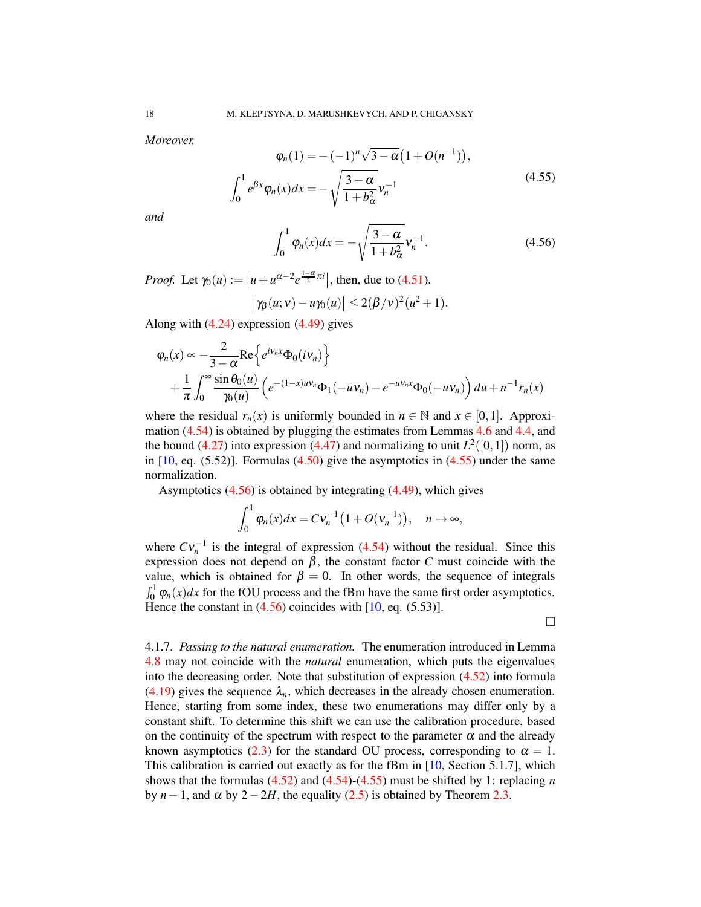*Moreover,*

$$\begin{aligned}
\varphi_n(1) &= -(-1)^n\sqrt{3-\alpha}\big(1+O(n^{-1})\big), \\
\int_0^1 e^{\beta x}\varphi_n(x)dx &= -\sqrt{\frac{3-\alpha}{1+b_\alpha^2}}\,\nu_n^{-1}
\end{aligned} \tag{4.55}$$

*and*

$$\int_0^1 \varphi_n(x)dx = -\sqrt{\frac{3-\alpha}{1+b_\alpha^2}}\,\nu_n^{-1}. \tag{4.56}$$

*Proof.* Let $\gamma_0(u) := \left|u+u^{\alpha-2}e^{\frac{1-\alpha}{2}\pi i}\right|$, then, due to (4.51),

$$\big|\gamma_\beta(u;\nu)-u\gamma_0(u)\big| \le 2(\beta/\nu)^2(u^2+1).$$

Along with (4.24) expression (4.49) gives

$$\begin{aligned}
\varphi_n(x) \propto &-\frac{2}{3-\alpha}\mathrm{Re}\Big\{e^{i\nu_n x}\Phi_0(i\nu_n)\Big\} \\
&+\frac{1}{\pi}\int_0^\infty \frac{\sin\theta_0(u)}{\gamma_0(u)}\Big(e^{-(1-x)u\nu_n}\Phi_1(-u\nu_n)-e^{-u\nu_n x}\Phi_0(-u\nu_n)\Big)\,du + n^{-1}r_n(x)
\end{aligned}$$

where the residual $r_n(x)$ is uniformly bounded in $n\in\mathbb{N}$ and $x\in[0,1]$. Approximation (4.54) is obtained by plugging the estimates from Lemmas 4.6 and 4.4, and the bound (4.27) into expression (4.47) and normalizing to unit $L^2([0,1])$ norm, as in [10, eq. (5.52)]. Formulas (4.50) give the asymptotics in (4.55) under the same normalization.

Asymptotics (4.56) is obtained by integrating (4.49), which gives

$$\int_0^1 \varphi_n(x)dx = C\nu_n^{-1}\big(1+O(\nu_n^{-1})\big), \quad n\to\infty,$$

where $C\nu_n^{-1}$ is the integral of expression (4.54) without the residual. Since this expression does not depend on $\beta$, the constant factor $C$ must coincide with the value, which is obtained for $\beta=0$. In other words, the sequence of integrals $\int_0^1\varphi_n(x)dx$ for the fOU process and the fBm have the same first order asymptotics. Hence the constant in (4.56) coincides with [10, eq. (5.53)].

□

4.1.7. *Passing to the natural enumeration.* The enumeration introduced in Lemma 4.8 may not coincide with the *natural* enumeration, which puts the eigenvalues into the decreasing order. Note that substitution of expression (4.52) into formula (4.19) gives the sequence $\lambda_n$, which decreases in the already chosen enumeration. Hence, starting from some index, these two enumerations may differ only by a constant shift. To determine this shift we can use the calibration procedure, based on the continuity of the spectrum with respect to the parameter $\alpha$ and the already known asymptotics (2.3) for the standard OU process, corresponding to $\alpha=1$. This calibration is carried out exactly as for the fBm in [10, Section 5.1.7], which shows that the formulas (4.52) and (4.54)-(4.55) must be shifted by 1: replacing $n$ by $n-1$, and $\alpha$ by $2-2H$, the equality (2.5) is obtained by Theorem 2.3.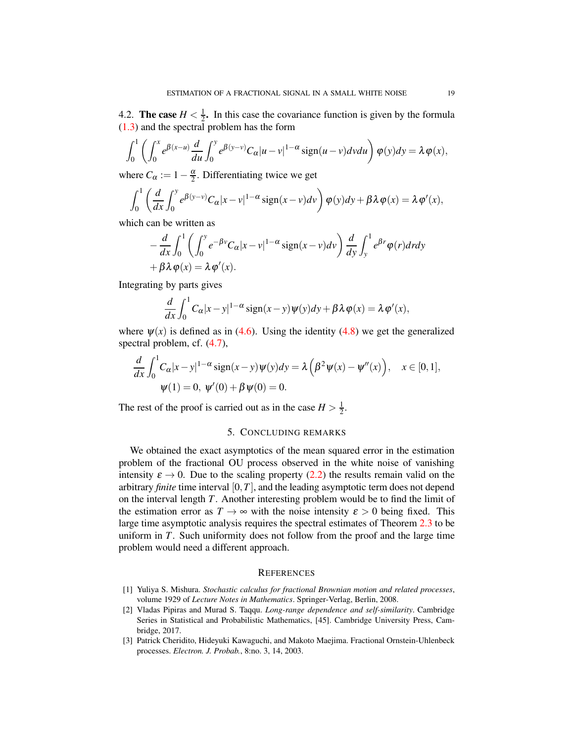4.2. **The case $H < \frac{1}{2}$.** In this case the covariance function is given by the formula (1.3) and the spectral problem has the form

$$\int_0^1 \left( \int_0^x e^{\beta(x-u)} \frac{d}{du} \int_0^y e^{\beta(y-v)} C_\alpha |u-v|^{1-\alpha} \operatorname{sign}(u-v) dv du \right) \varphi(y) dy = \lambda \varphi(x),$$

where $C_\alpha := 1 - \frac{\alpha}{2}$. Differentiating twice we get

$$\int_0^1 \left( \frac{d}{dx} \int_0^y e^{\beta(y-v)} C_\alpha |x-v|^{1-\alpha} \operatorname{sign}(x-v) dv \right) \varphi(y) dy + \beta \lambda \varphi(x) = \lambda \varphi'(x),$$

which can be written as

$$\begin{aligned} &-\frac{d}{dx} \int_0^1 \left( \int_0^y e^{-\beta v} C_\alpha |x-v|^{1-\alpha} \operatorname{sign}(x-v) dv \right) \frac{d}{dy} \int_y^1 e^{\beta r} \varphi(r) dr dy \\ &+ \beta \lambda \varphi(x) = \lambda \varphi'(x). \end{aligned}$$

Integrating by parts gives

$$\frac{d}{dx} \int_0^1 C_\alpha |x-y|^{1-\alpha} \operatorname{sign}(x-y) \psi(y) dy + \beta \lambda \varphi(x) = \lambda \varphi'(x),$$

where $\psi(x)$ is defined as in (4.6). Using the identity (4.8) we get the generalized spectral problem, cf. (4.7),

$$\begin{aligned} &\frac{d}{dx} \int_0^1 C_\alpha |x-y|^{1-\alpha} \operatorname{sign}(x-y) \psi(y) dy = \lambda \Big( \beta^2 \psi(x) - \psi''(x) \Big), \quad x \in [0,1], \\ &\psi(1) = 0, \ \psi'(0) + \beta \psi(0) = 0. \end{aligned}$$

The rest of the proof is carried out as in the case $H > \frac{1}{2}$.

## 5. Concluding remarks

We obtained the exact asymptotics of the mean squared error in the estimation problem of the fractional OU process observed in the white noise of vanishing intensity $\varepsilon \to 0$. Due to the scaling property (2.2) the results remain valid on the arbitrary *finite* time interval $[0, T]$, and the leading asymptotic term does not depend on the interval length $T$. Another interesting problem would be to find the limit of the estimation error as $T \to \infty$ with the noise intensity $\varepsilon > 0$ being fixed. This large time asymptotic analysis requires the spectral estimates of Theorem 2.3 to be uniform in $T$. Such uniformity does not follow from the proof and the large time problem would need a different approach.

## References

[1] Yuliya S. Mishura. *Stochastic calculus for fractional Brownian motion and related processes*, volume 1929 of *Lecture Notes in Mathematics*. Springer-Verlag, Berlin, 2008.

[2] Vladas Pipiras and Murad S. Taqqu. *Long-range dependence and self-similarity*. Cambridge Series in Statistical and Probabilistic Mathematics, [45]. Cambridge University Press, Cambridge, 2017.

[3] Patrick Cheridito, Hideyuki Kawaguchi, and Makoto Maejima. Fractional Ornstein-Uhlenbeck processes. *Electron. J. Probab.*, 8:no. 3, 14, 2003.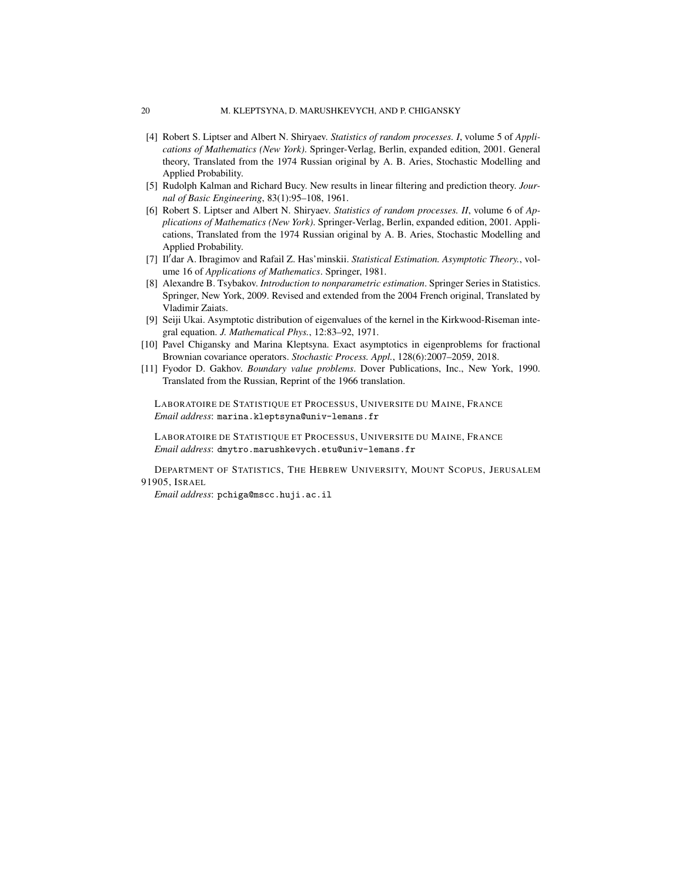[4] Robert S. Liptser and Albert N. Shiryaev. *Statistics of random processes. I*, volume 5 of *Applications of Mathematics (New York)*. Springer-Verlag, Berlin, expanded edition, 2001. General theory, Translated from the 1974 Russian original by A. B. Aries, Stochastic Modelling and Applied Probability.

[5] Rudolph Kalman and Richard Bucy. New results in linear filtering and prediction theory. *Journal of Basic Engineering*, 83(1):95–108, 1961.

[6] Robert S. Liptser and Albert N. Shiryaev. *Statistics of random processes. II*, volume 6 of *Applications of Mathematics (New York)*. Springer-Verlag, Berlin, expanded edition, 2001. Applications, Translated from the 1974 Russian original by A. B. Aries, Stochastic Modelling and Applied Probability.

[7] Il′dar A. Ibragimov and Rafail Z. Has'minskii. *Statistical Estimation. Asymptotic Theory.*, volume 16 of *Applications of Mathematics*. Springer, 1981.

[8] Alexandre B. Tsybakov. *Introduction to nonparametric estimation*. Springer Series in Statistics. Springer, New York, 2009. Revised and extended from the 2004 French original, Translated by Vladimir Zaiats.

[9] Seiji Ukai. Asymptotic distribution of eigenvalues of the kernel in the Kirkwood-Riseman integral equation. *J. Mathematical Phys.*, 12:83–92, 1971.

[10] Pavel Chigansky and Marina Kleptsyna. Exact asymptotics in eigenproblems for fractional Brownian covariance operators. *Stochastic Process. Appl.*, 128(6):2007–2059, 2018.

[11] Fyodor D. Gakhov. *Boundary value problems*. Dover Publications, Inc., New York, 1990. Translated from the Russian, Reprint of the 1966 translation.

LABORATOIRE DE STATISTIQUE ET PROCESSUS, UNIVERSITE DU MAINE, FRANCE
*Email address*: marina.kleptsyna@univ-lemans.fr

LABORATOIRE DE STATISTIQUE ET PROCESSUS, UNIVERSITE DU MAINE, FRANCE
*Email address*: dmytro.marushkevych.etu@univ-lemans.fr

DEPARTMENT OF STATISTICS, THE HEBREW UNIVERSITY, MOUNT SCOPUS, JERUSALEM 91905, ISRAEL
*Email address*: pchiga@mscc.huji.ac.il